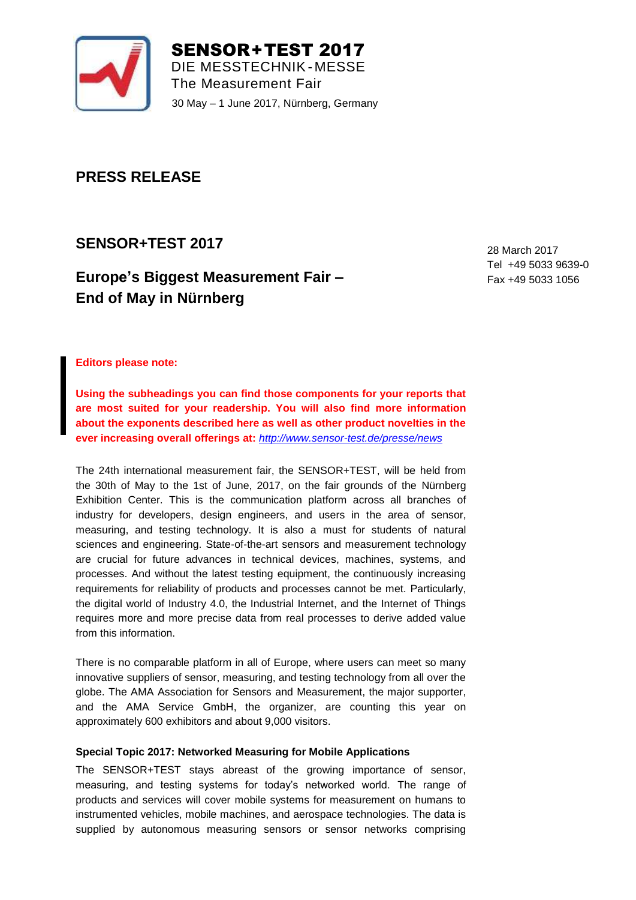**SENSOR+TEST 2017**
DIE MESSTECHNIK-MESSE
The Measurement Fair
30 May – 1 June 2017, Nürnberg, Germany

# PRESS RELEASE

## SENSOR+TEST 2017

## Europe's Biggest Measurement Fair – End of May in Nürnberg

28 March 2017
Tel +49 5033 9639-0
Fax +49 5033 1056

**Editors please note:**

**Using the subheadings you can find those components for your reports that are most suited for your readership. You will also find more information about the exponents described here as well as other product novelties in the ever increasing overall offerings at: [http://www.sensor-test.de/presse/news](http://www.sensor-test.de/presse/news)**

The 24th international measurement fair, the SENSOR+TEST, will be held from the 30th of May to the 1st of June, 2017, on the fair grounds of the Nürnberg Exhibition Center. This is the communication platform across all branches of industry for developers, design engineers, and users in the area of sensor, measuring, and testing technology. It is also a must for students of natural sciences and engineering. State-of-the-art sensors and measurement technology are crucial for future advances in technical devices, machines, systems, and processes. And without the latest testing equipment, the continuously increasing requirements for reliability of products and processes cannot be met. Particularly, the digital world of Industry 4.0, the Industrial Internet, and the Internet of Things requires more and more precise data from real processes to derive added value from this information.

There is no comparable platform in all of Europe, where users can meet so many innovative suppliers of sensor, measuring, and testing technology from all over the globe. The AMA Association for Sensors and Measurement, the major supporter, and the AMA Service GmbH, the organizer, are counting this year on approximately 600 exhibitors and about 9,000 visitors.

#### Special Topic 2017: Networked Measuring for Mobile Applications

The SENSOR+TEST stays abreast of the growing importance of sensor, measuring, and testing systems for today's networked world. The range of products and services will cover mobile systems for measurement on humans to instrumented vehicles, mobile machines, and aerospace technologies. The data is supplied by autonomous measuring sensors or sensor networks comprising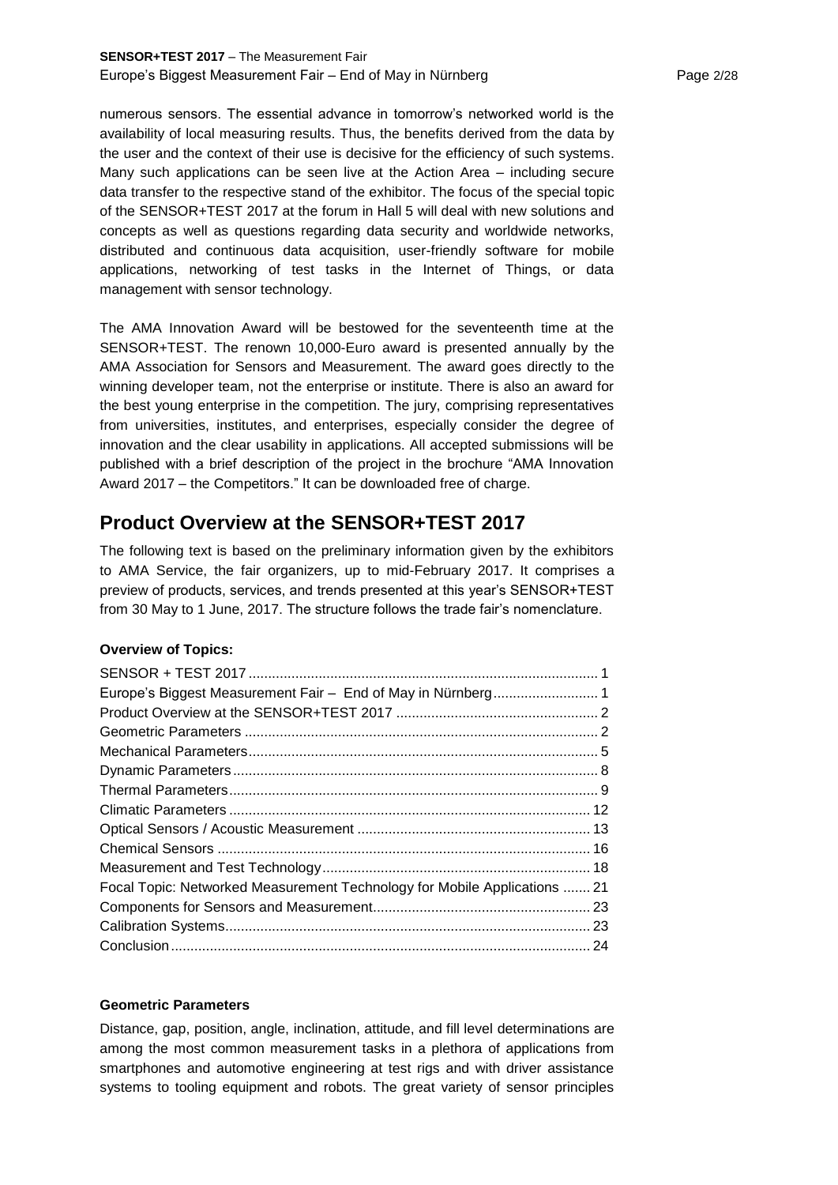numerous sensors. The essential advance in tomorrow's networked world is the availability of local measuring results. Thus, the benefits derived from the data by the user and the context of their use is decisive for the efficiency of such systems. Many such applications can be seen live at the Action Area – including secure data transfer to the respective stand of the exhibitor. The focus of the special topic of the SENSOR+TEST 2017 at the forum in Hall 5 will deal with new solutions and concepts as well as questions regarding data security and worldwide networks, distributed and continuous data acquisition, user-friendly software for mobile applications, networking of test tasks in the Internet of Things, or data management with sensor technology.

The AMA Innovation Award will be bestowed for the seventeenth time at the SENSOR+TEST. The renown 10,000-Euro award is presented annually by the AMA Association for Sensors and Measurement. The award goes directly to the winning developer team, not the enterprise or institute. There is also an award for the best young enterprise in the competition. The jury, comprising representatives from universities, institutes, and enterprises, especially consider the degree of innovation and the clear usability in applications. All accepted submissions will be published with a brief description of the project in the brochure "AMA Innovation Award 2017 – the Competitors." It can be downloaded free of charge.

## Product Overview at the SENSOR+TEST 2017

The following text is based on the preliminary information given by the exhibitors to AMA Service, the fair organizers, up to mid-February 2017. It comprises a preview of products, services, and trends presented at this year's SENSOR+TEST from 30 May to 1 June, 2017. The structure follows the trade fair's nomenclature.

**Overview of Topics:**

SENSOR + TEST 2017 ........ 1
Europe's Biggest Measurement Fair – End of May in Nürnberg ........ 1
Product Overview at the SENSOR+TEST 2017 ........ 2
Geometric Parameters ........ 2
Mechanical Parameters ........ 5
Dynamic Parameters ........ 8
Thermal Parameters ........ 9
Climatic Parameters ........ 12
Optical Sensors / Acoustic Measurement ........ 13
Chemical Sensors ........ 16
Measurement and Test Technology ........ 18
Focal Topic: Networked Measurement Technology for Mobile Applications ........ 21
Components for Sensors and Measurement ........ 23
Calibration Systems ........ 23
Conclusion ........ 24

**Geometric Parameters**

Distance, gap, position, angle, inclination, attitude, and fill level determinations are among the most common measurement tasks in a plethora of applications from smartphones and automotive engineering at test rigs and with driver assistance systems to tooling equipment and robots. The great variety of sensor principles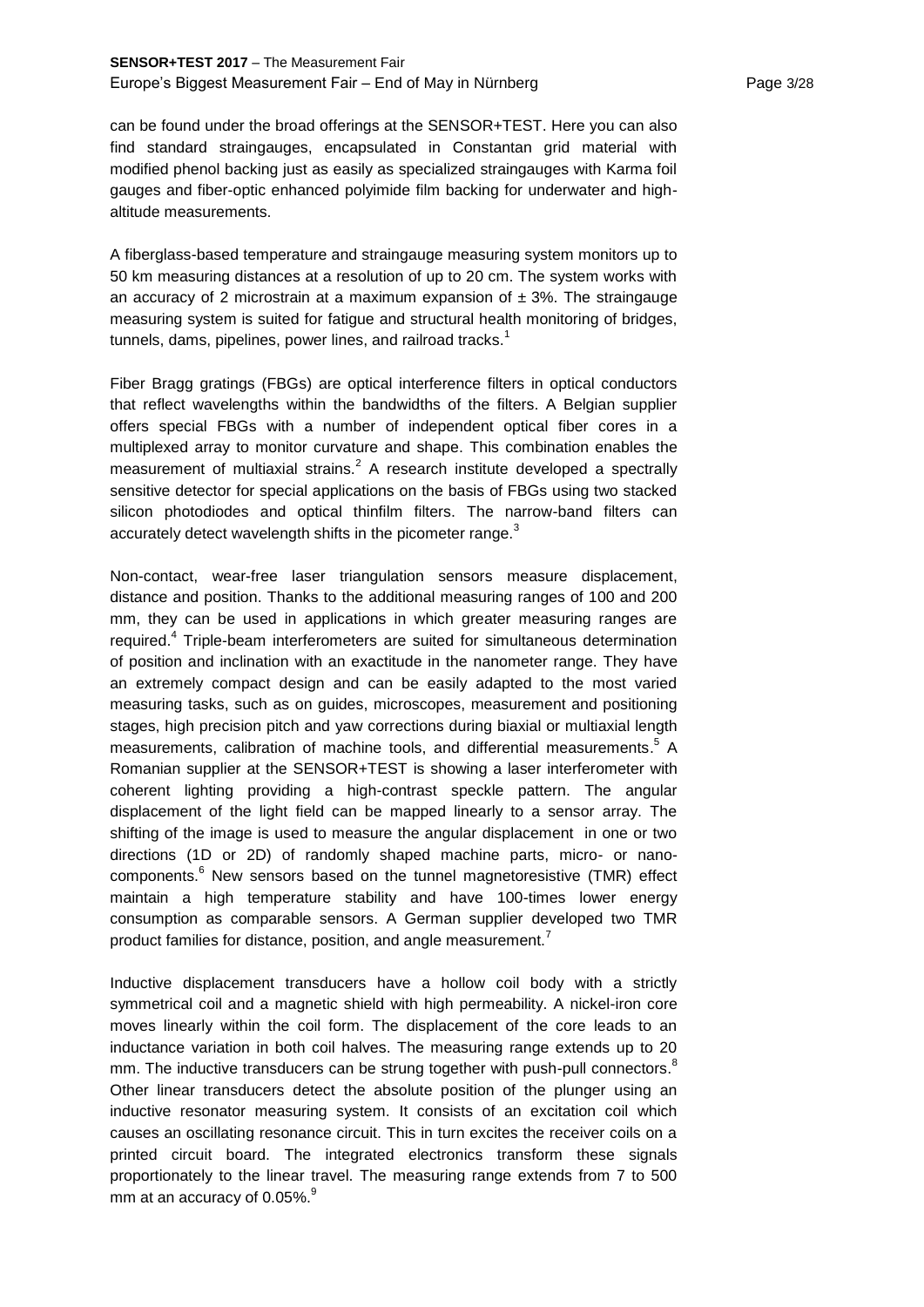can be found under the broad offerings at the SENSOR+TEST. Here you can also find standard straingauges, encapsulated in Constantan grid material with modified phenol backing just as easily as specialized straingauges with Karma foil gauges and fiber-optic enhanced polyimide film backing for underwater and high-altitude measurements.

A fiberglass-based temperature and straingauge measuring system monitors up to 50 km measuring distances at a resolution of up to 20 cm. The system works with an accuracy of 2 microstrain at a maximum expansion of ± 3%. The straingauge measuring system is suited for fatigue and structural health monitoring of bridges, tunnels, dams, pipelines, power lines, and railroad tracks.[1]

Fiber Bragg gratings (FBGs) are optical interference filters in optical conductors that reflect wavelengths within the bandwidths of the filters. A Belgian supplier offers special FBGs with a number of independent optical fiber cores in a multiplexed array to monitor curvature and shape. This combination enables the measurement of multiaxial strains.[2] A research institute developed a spectrally sensitive detector for special applications on the basis of FBGs using two stacked silicon photodiodes and optical thinfilm filters. The narrow-band filters can accurately detect wavelength shifts in the picometer range.[3]

Non-contact, wear-free laser triangulation sensors measure displacement, distance and position. Thanks to the additional measuring ranges of 100 and 200 mm, they can be used in applications in which greater measuring ranges are required.[4] Triple-beam interferometers are suited for simultaneous determination of position and inclination with an exactitude in the nanometer range. They have an extremely compact design and can be easily adapted to the most varied measuring tasks, such as on guides, microscopes, measurement and positioning stages, high precision pitch and yaw corrections during biaxial or multiaxial length measurements, calibration of machine tools, and differential measurements.[5] A Romanian supplier at the SENSOR+TEST is showing a laser interferometer with coherent lighting providing a high-contrast speckle pattern. The angular displacement of the light field can be mapped linearly to a sensor array. The shifting of the image is used to measure the angular displacement in one or two directions (1D or 2D) of randomly shaped machine parts, micro- or nano-components.[6] New sensors based on the tunnel magnetoresistive (TMR) effect maintain a high temperature stability and have 100-times lower energy consumption as comparable sensors. A German supplier developed two TMR product families for distance, position, and angle measurement.[7]

Inductive displacement transducers have a hollow coil body with a strictly symmetrical coil and a magnetic shield with high permeability. A nickel-iron core moves linearly within the coil form. The displacement of the core leads to an inductance variation in both coil halves. The measuring range extends up to 20 mm. The inductive transducers can be strung together with push-pull connectors.[8] Other linear transducers detect the absolute position of the plunger using an inductive resonator measuring system. It consists of an excitation coil which causes an oscillating resonance circuit. This in turn excites the receiver coils on a printed circuit board. The integrated electronics transform these signals proportionately to the linear travel. The measuring range extends from 7 to 500 mm at an accuracy of 0.05%.[9]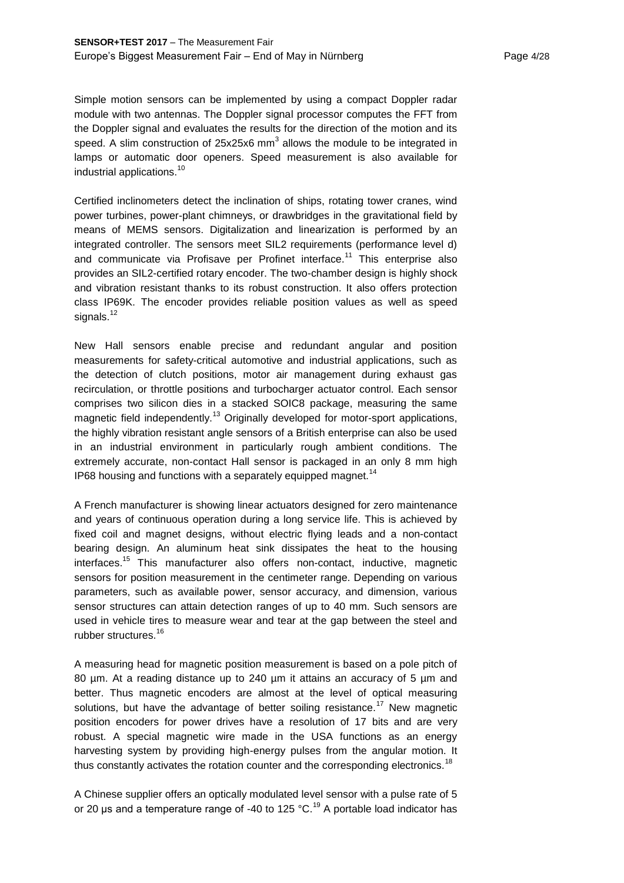Simple motion sensors can be implemented by using a compact Doppler radar module with two antennas. The Doppler signal processor computes the FFT from the Doppler signal and evaluates the results for the direction of the motion and its speed. A slim construction of 25x25x6 $mm^3$ allows the module to be integrated in lamps or automatic door openers. Speed measurement is also available for industrial applications.[10]

Certified inclinometers detect the inclination of ships, rotating tower cranes, wind power turbines, power-plant chimneys, or drawbridges in the gravitational field by means of MEMS sensors. Digitalization and linearization is performed by an integrated controller. The sensors meet SIL2 requirements (performance level d) and communicate via Profisave per Profinet interface.[11] This enterprise also provides an SIL2-certified rotary encoder. The two-chamber design is highly shock and vibration resistant thanks to its robust construction. It also offers protection class IP69K. The encoder provides reliable position values as well as speed signals.[12]

New Hall sensors enable precise and redundant angular and position measurements for safety-critical automotive and industrial applications, such as the detection of clutch positions, motor air management during exhaust gas recirculation, or throttle positions and turbocharger actuator control. Each sensor comprises two silicon dies in a stacked SOIC8 package, measuring the same magnetic field independently.[13] Originally developed for motor-sport applications, the highly vibration resistant angle sensors of a British enterprise can also be used in an industrial environment in particularly rough ambient conditions. The extremely accurate, non-contact Hall sensor is packaged in an only 8 mm high IP68 housing and functions with a separately equipped magnet.[14]

A French manufacturer is showing linear actuators designed for zero maintenance and years of continuous operation during a long service life. This is achieved by fixed coil and magnet designs, without electric flying leads and a non-contact bearing design. An aluminum heat sink dissipates the heat to the housing interfaces.[15] This manufacturer also offers non-contact, inductive, magnetic sensors for position measurement in the centimeter range. Depending on various parameters, such as available power, sensor accuracy, and dimension, various sensor structures can attain detection ranges of up to 40 mm. Such sensors are used in vehicle tires to measure wear and tear at the gap between the steel and rubber structures.[16]

A measuring head for magnetic position measurement is based on a pole pitch of 80 µm. At a reading distance up to 240 µm it attains an accuracy of 5 µm and better. Thus magnetic encoders are almost at the level of optical measuring solutions, but have the advantage of better soiling resistance.[17] New magnetic position encoders for power drives have a resolution of 17 bits and are very robust. A special magnetic wire made in the USA functions as an energy harvesting system by providing high-energy pulses from the angular motion. It thus constantly activates the rotation counter and the corresponding electronics.[18]

A Chinese supplier offers an optically modulated level sensor with a pulse rate of 5 or 20 µs and a temperature range of -40 to 125 °C.[19] A portable load indicator has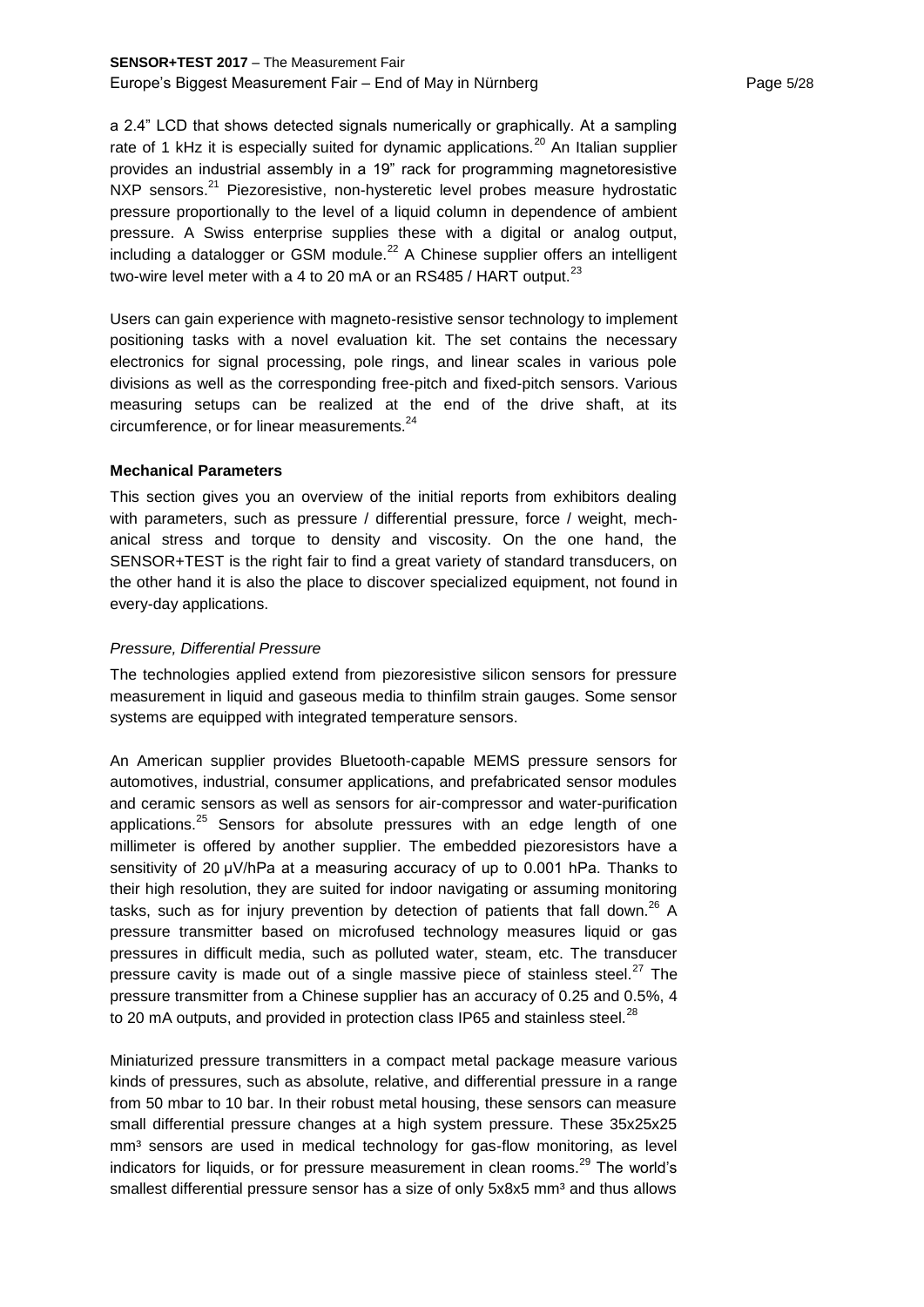a 2.4" LCD that shows detected signals numerically or graphically. At a sampling rate of 1 kHz it is especially suited for dynamic applications.[20] An Italian supplier provides an industrial assembly in a 19" rack for programming magnetoresistive NXP sensors.[21] Piezoresistive, non-hysteretic level probes measure hydrostatic pressure proportionally to the level of a liquid column in dependence of ambient pressure. A Swiss enterprise supplies these with a digital or analog output, including a datalogger or GSM module.[22] A Chinese supplier offers an intelligent two-wire level meter with a 4 to 20 mA or an RS485 / HART output.[23]

Users can gain experience with magneto-resistive sensor technology to implement positioning tasks with a novel evaluation kit. The set contains the necessary electronics for signal processing, pole rings, and linear scales in various pole divisions as well as the corresponding free-pitch and fixed-pitch sensors. Various measuring setups can be realized at the end of the drive shaft, at its circumference, or for linear measurements.[24]

**Mechanical Parameters**

This section gives you an overview of the initial reports from exhibitors dealing with parameters, such as pressure / differential pressure, force / weight, mechanical stress and torque to density and viscosity. On the one hand, the SENSOR+TEST is the right fair to find a great variety of standard transducers, on the other hand it is also the place to discover specialized equipment, not found in every-day applications.

*Pressure, Differential Pressure*

The technologies applied extend from piezoresistive silicon sensors for pressure measurement in liquid and gaseous media to thinfilm strain gauges. Some sensor systems are equipped with integrated temperature sensors.

An American supplier provides Bluetooth-capable MEMS pressure sensors for automotives, industrial, consumer applications, and prefabricated sensor modules and ceramic sensors as well as sensors for air-compressor and water-purification applications.[25] Sensors for absolute pressures with an edge length of one millimeter is offered by another supplier. The embedded piezoresistors have a sensitivity of 20 µV/hPa at a measuring accuracy of up to 0.001 hPa. Thanks to their high resolution, they are suited for indoor navigating or assuming monitoring tasks, such as for injury prevention by detection of patients that fall down.[26] A pressure transmitter based on microfused technology measures liquid or gas pressures in difficult media, such as polluted water, steam, etc. The transducer pressure cavity is made out of a single massive piece of stainless steel.[27] The pressure transmitter from a Chinese supplier has an accuracy of 0.25 and 0.5%, 4 to 20 mA outputs, and provided in protection class IP65 and stainless steel.[28]

Miniaturized pressure transmitters in a compact metal package measure various kinds of pressures, such as absolute, relative, and differential pressure in a range from 50 mbar to 10 bar. In their robust metal housing, these sensors can measure small differential pressure changes at a high system pressure. These 35x25x25 mm³ sensors are used in medical technology for gas-flow monitoring, as level indicators for liquids, or for pressure measurement in clean rooms.[29] The world's smallest differential pressure sensor has a size of only 5x8x5 mm³ and thus allows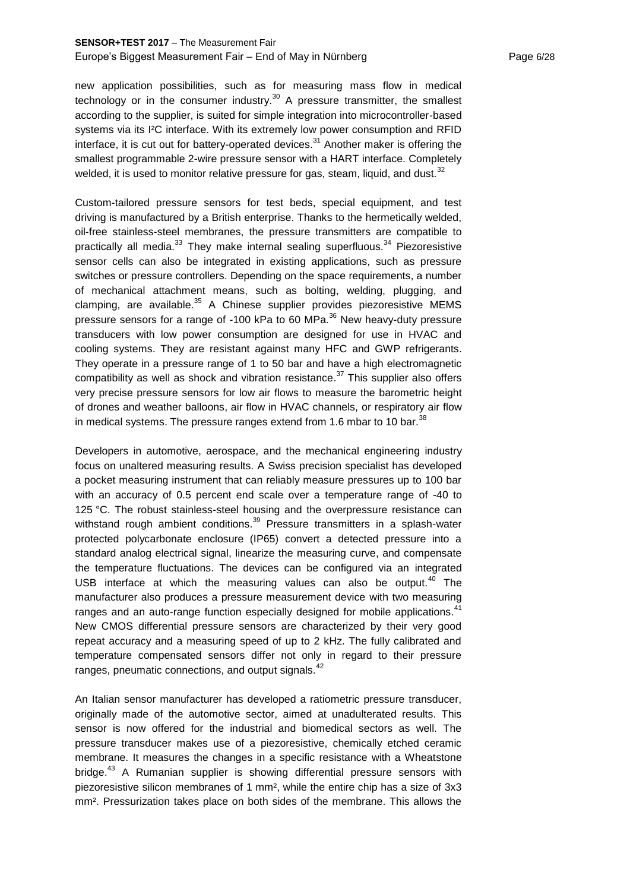new application possibilities, such as for measuring mass flow in medical technology or in the consumer industry.[30] A pressure transmitter, the smallest according to the supplier, is suited for simple integration into microcontroller-based systems via its I²C interface. With its extremely low power consumption and RFID interface, it is cut out for battery-operated devices.[31] Another maker is offering the smallest programmable 2-wire pressure sensor with a HART interface. Completely welded, it is used to monitor relative pressure for gas, steam, liquid, and dust.[32]

Custom-tailored pressure sensors for test beds, special equipment, and test driving is manufactured by a British enterprise. Thanks to the hermetically welded, oil-free stainless-steel membranes, the pressure transmitters are compatible to practically all media.[33] They make internal sealing superfluous.[34] Piezoresistive sensor cells can also be integrated in existing applications, such as pressure switches or pressure controllers. Depending on the space requirements, a number of mechanical attachment means, such as bolting, welding, plugging, and clamping, are available.[35] A Chinese supplier provides piezoresistive MEMS pressure sensors for a range of -100 kPa to 60 MPa.[36] New heavy-duty pressure transducers with low power consumption are designed for use in HVAC and cooling systems. They are resistant against many HFC and GWP refrigerants. They operate in a pressure range of 1 to 50 bar and have a high electromagnetic compatibility as well as shock and vibration resistance.[37] This supplier also offers very precise pressure sensors for low air flows to measure the barometric height of drones and weather balloons, air flow in HVAC channels, or respiratory air flow in medical systems. The pressure ranges extend from 1.6 mbar to 10 bar.[38]

Developers in automotive, aerospace, and the mechanical engineering industry focus on unaltered measuring results. A Swiss precision specialist has developed a pocket measuring instrument that can reliably measure pressures up to 100 bar with an accuracy of 0.5 percent end scale over a temperature range of -40 to 125 °C. The robust stainless-steel housing and the overpressure resistance can withstand rough ambient conditions.[39] Pressure transmitters in a splash-water protected polycarbonate enclosure (IP65) convert a detected pressure into a standard analog electrical signal, linearize the measuring curve, and compensate the temperature fluctuations. The devices can be configured via an integrated USB interface at which the measuring values can also be output.[40] The manufacturer also produces a pressure measurement device with two measuring ranges and an auto-range function especially designed for mobile applications.[41] New CMOS differential pressure sensors are characterized by their very good repeat accuracy and a measuring speed of up to 2 kHz. The fully calibrated and temperature compensated sensors differ not only in regard to their pressure ranges, pneumatic connections, and output signals.[42]

An Italian sensor manufacturer has developed a ratiometric pressure transducer, originally made of the automotive sector, aimed at unadulterated results. This sensor is now offered for the industrial and biomedical sectors as well. The pressure transducer makes use of a piezoresistive, chemically etched ceramic membrane. It measures the changes in a specific resistance with a Wheatstone bridge.[43] A Rumanian supplier is showing differential pressure sensors with piezoresistive silicon membranes of 1 mm², while the entire chip has a size of 3x3 mm². Pressurization takes place on both sides of the membrane. This allows the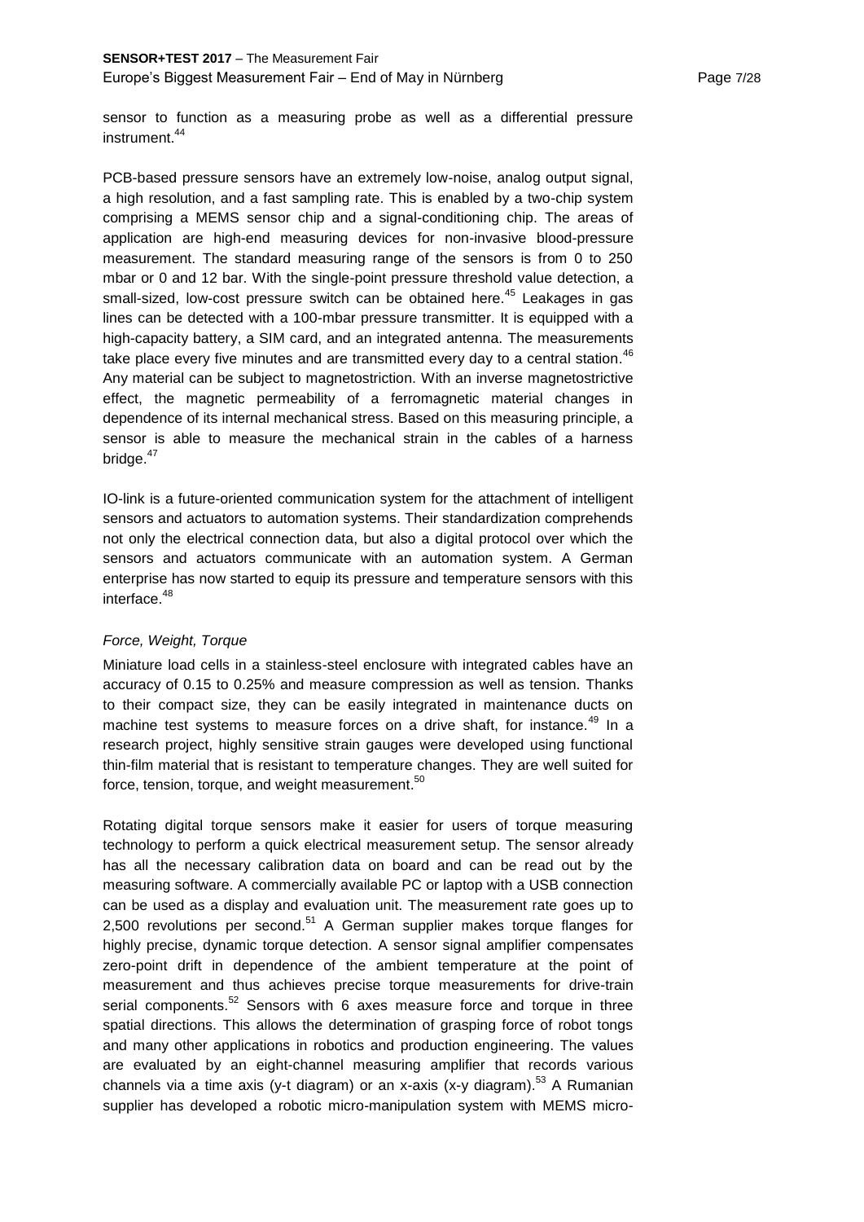sensor to function as a measuring probe as well as a differential pressure instrument.[44]

PCB-based pressure sensors have an extremely low-noise, analog output signal, a high resolution, and a fast sampling rate. This is enabled by a two-chip system comprising a MEMS sensor chip and a signal-conditioning chip. The areas of application are high-end measuring devices for non-invasive blood-pressure measurement. The standard measuring range of the sensors is from 0 to 250 mbar or 0 and 12 bar. With the single-point pressure threshold value detection, a small-sized, low-cost pressure switch can be obtained here.[45] Leakages in gas lines can be detected with a 100-mbar pressure transmitter. It is equipped with a high-capacity battery, a SIM card, and an integrated antenna. The measurements take place every five minutes and are transmitted every day to a central station.[46] Any material can be subject to magnetostriction. With an inverse magnetostrictive effect, the magnetic permeability of a ferromagnetic material changes in dependence of its internal mechanical stress. Based on this measuring principle, a sensor is able to measure the mechanical strain in the cables of a harness bridge.[47]

IO-link is a future-oriented communication system for the attachment of intelligent sensors and actuators to automation systems. Their standardization comprehends not only the electrical connection data, but also a digital protocol over which the sensors and actuators communicate with an automation system. A German enterprise has now started to equip its pressure and temperature sensors with this interface.[48]

*Force, Weight, Torque*

Miniature load cells in a stainless-steel enclosure with integrated cables have an accuracy of 0.15 to 0.25% and measure compression as well as tension. Thanks to their compact size, they can be easily integrated in maintenance ducts on machine test systems to measure forces on a drive shaft, for instance.[49] In a research project, highly sensitive strain gauges were developed using functional thin-film material that is resistant to temperature changes. They are well suited for force, tension, torque, and weight measurement.[50]

Rotating digital torque sensors make it easier for users of torque measuring technology to perform a quick electrical measurement setup. The sensor already has all the necessary calibration data on board and can be read out by the measuring software. A commercially available PC or laptop with a USB connection can be used as a display and evaluation unit. The measurement rate goes up to 2,500 revolutions per second.[51] A German supplier makes torque flanges for highly precise, dynamic torque detection. A sensor signal amplifier compensates zero-point drift in dependence of the ambient temperature at the point of measurement and thus achieves precise torque measurements for drive-train serial components.[52] Sensors with 6 axes measure force and torque in three spatial directions. This allows the determination of grasping force of robot tongs and many other applications in robotics and production engineering. The values are evaluated by an eight-channel measuring amplifier that records various channels via a time axis (y-t diagram) or an x-axis (x-y diagram).[53] A Rumanian supplier has developed a robotic micro-manipulation system with MEMS micro-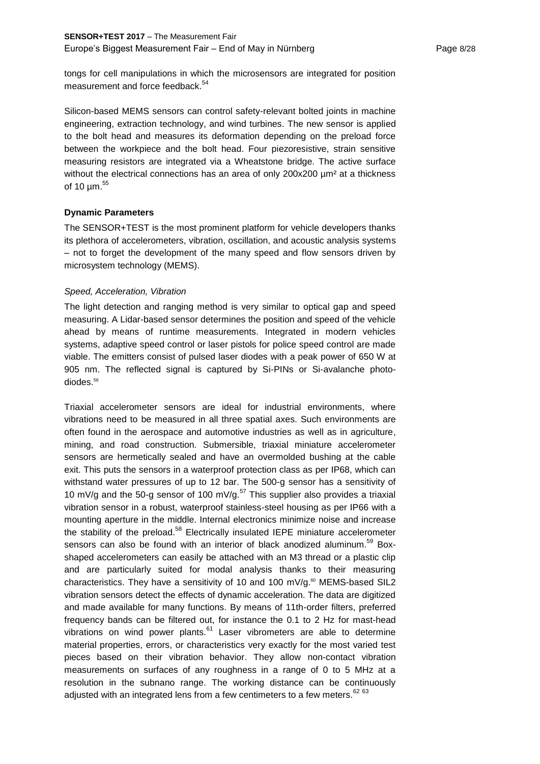tongs for cell manipulations in which the microsensors are integrated for position measurement and force feedback.[54]

Silicon-based MEMS sensors can control safety-relevant bolted joints in machine engineering, extraction technology, and wind turbines. The new sensor is applied to the bolt head and measures its deformation depending on the preload force between the workpiece and the bolt head. Four piezoresistive, strain sensitive measuring resistors are integrated via a Wheatstone bridge. The active surface without the electrical connections has an area of only 200x200 µm² at a thickness of 10 µm.[55]

**Dynamic Parameters**

The SENSOR+TEST is the most prominent platform for vehicle developers thanks its plethora of accelerometers, vibration, oscillation, and acoustic analysis systems – not to forget the development of the many speed and flow sensors driven by microsystem technology (MEMS).

*Speed, Acceleration, Vibration*

The light detection and ranging method is very similar to optical gap and speed measuring. A Lidar-based sensor determines the position and speed of the vehicle ahead by means of runtime measurements. Integrated in modern vehicles systems, adaptive speed control or laser pistols for police speed control are made viable. The emitters consist of pulsed laser diodes with a peak power of 650 W at 905 nm. The reflected signal is captured by Si-PINs or Si-avalanche photo-diodes.[56]

Triaxial accelerometer sensors are ideal for industrial environments, where vibrations need to be measured in all three spatial axes. Such environments are often found in the aerospace and automotive industries as well as in agriculture, mining, and road construction. Submersible, triaxial miniature accelerometer sensors are hermetically sealed and have an overmolded bushing at the cable exit. This puts the sensors in a waterproof protection class as per IP68, which can withstand water pressures of up to 12 bar. The 500-g sensor has a sensitivity of 10 mV/g and the 50-g sensor of 100 mV/g.[57] This supplier also provides a triaxial vibration sensor in a robust, waterproof stainless-steel housing as per IP66 with a mounting aperture in the middle. Internal electronics minimize noise and increase the stability of the preload.[58] Electrically insulated IEPE miniature accelerometer sensors can also be found with an interior of black anodized aluminum.[59] Box-shaped accelerometers can easily be attached with an M3 thread or a plastic clip and are particularly suited for modal analysis thanks to their measuring characteristics. They have a sensitivity of 10 and 100 mV/g.[60] MEMS-based SIL2 vibration sensors detect the effects of dynamic acceleration. The data are digitized and made available for many functions. By means of 11th-order filters, preferred frequency bands can be filtered out, for instance the 0.1 to 2 Hz for mast-head vibrations on wind power plants.[61] Laser vibrometers are able to determine material properties, errors, or characteristics very exactly for the most varied test pieces based on their vibration behavior. They allow non-contact vibration measurements on surfaces of any roughness in a range of 0 to 5 MHz at a resolution in the subnano range. The working distance can be continuously adjusted with an integrated lens from a few centimeters to a few meters.[62 63]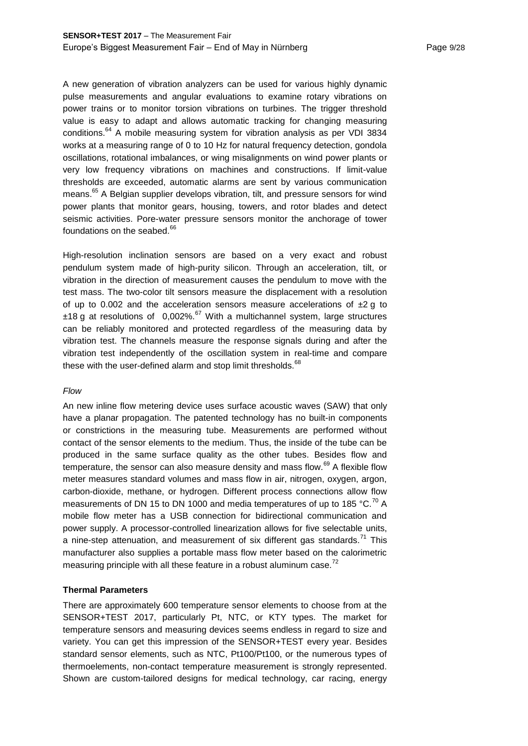A new generation of vibration analyzers can be used for various highly dynamic pulse measurements and angular evaluations to examine rotary vibrations on power trains or to monitor torsion vibrations on turbines. The trigger threshold value is easy to adapt and allows automatic tracking for changing measuring conditions.[64] A mobile measuring system for vibration analysis as per VDI 3834 works at a measuring range of 0 to 10 Hz for natural frequency detection, gondola oscillations, rotational imbalances, or wing misalignments on wind power plants or very low frequency vibrations on machines and constructions. If limit-value thresholds are exceeded, automatic alarms are sent by various communication means.[65] A Belgian supplier develops vibration, tilt, and pressure sensors for wind power plants that monitor gears, housing, towers, and rotor blades and detect seismic activities. Pore-water pressure sensors monitor the anchorage of tower foundations on the seabed.[66]

High-resolution inclination sensors are based on a very exact and robust pendulum system made of high-purity silicon. Through an acceleration, tilt, or vibration in the direction of measurement causes the pendulum to move with the test mass. The two-color tilt sensors measure the displacement with a resolution of up to 0.002 and the acceleration sensors measure accelerations of ±2 g to ±18 g at resolutions of 0,002%.[67] With a multichannel system, large structures can be reliably monitored and protected regardless of the measuring data by vibration test. The channels measure the response signals during and after the vibration test independently of the oscillation system in real-time and compare these with the user-defined alarm and stop limit thresholds.[68]

*Flow*

An new inline flow metering device uses surface acoustic waves (SAW) that only have a planar propagation. The patented technology has no built-in components or constrictions in the measuring tube. Measurements are performed without contact of the sensor elements to the medium. Thus, the inside of the tube can be produced in the same surface quality as the other tubes. Besides flow and temperature, the sensor can also measure density and mass flow.[69] A flexible flow meter measures standard volumes and mass flow in air, nitrogen, oxygen, argon, carbon-dioxide, methane, or hydrogen. Different process connections allow flow measurements of DN 15 to DN 1000 and media temperatures of up to 185 °C.[70] A mobile flow meter has a USB connection for bidirectional communication and power supply. A processor-controlled linearization allows for five selectable units, a nine-step attenuation, and measurement of six different gas standards.[71] This manufacturer also supplies a portable mass flow meter based on the calorimetric measuring principle with all these feature in a robust aluminum case.[72]

**Thermal Parameters**

There are approximately 600 temperature sensor elements to choose from at the SENSOR+TEST 2017, particularly Pt, NTC, or KTY types. The market for temperature sensors and measuring devices seems endless in regard to size and variety. You can get this impression of the SENSOR+TEST every year. Besides standard sensor elements, such as NTC, Pt100/Pt100, or the numerous types of thermoelements, non-contact temperature measurement is strongly represented. Shown are custom-tailored designs for medical technology, car racing, energy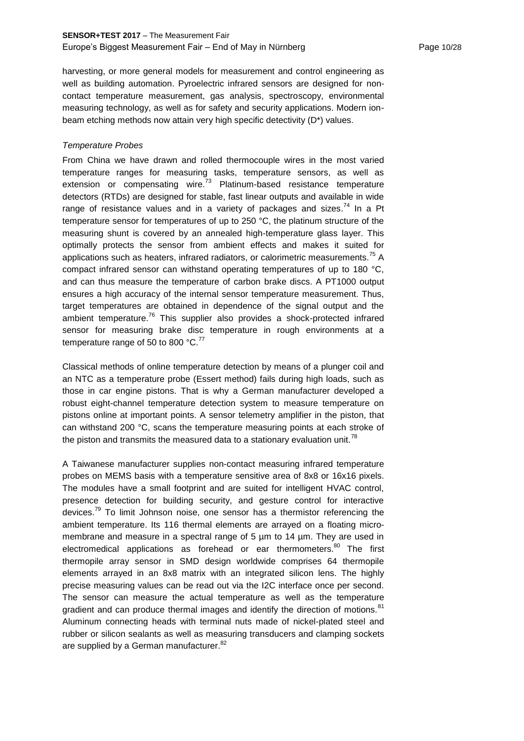harvesting, or more general models for measurement and control engineering as well as building automation. Pyroelectric infrared sensors are designed for non-contact temperature measurement, gas analysis, spectroscopy, environmental measuring technology, as well as for safety and security applications. Modern ion-beam etching methods now attain very high specific detectivity (D*) values.

*Temperature Probes*

From China we have drawn and rolled thermocouple wires in the most varied temperature ranges for measuring tasks, temperature sensors, as well as extension or compensating wire.[73] Platinum-based resistance temperature detectors (RTDs) are designed for stable, fast linear outputs and available in wide range of resistance values and in a variety of packages and sizes.[74] In a Pt temperature sensor for temperatures of up to 250 °C, the platinum structure of the measuring shunt is covered by an annealed high-temperature glass layer. This optimally protects the sensor from ambient effects and makes it suited for applications such as heaters, infrared radiators, or calorimetric measurements.[75] A compact infrared sensor can withstand operating temperatures of up to 180 °C, and can thus measure the temperature of carbon brake discs. A PT1000 output ensures a high accuracy of the internal sensor temperature measurement. Thus, target temperatures are obtained in dependence of the signal output and the ambient temperature.[76] This supplier also provides a shock-protected infrared sensor for measuring brake disc temperature in rough environments at a temperature range of 50 to 800 °C.[77]

Classical methods of online temperature detection by means of a plunger coil and an NTC as a temperature probe (Essert method) fails during high loads, such as those in car engine pistons. That is why a German manufacturer developed a robust eight-channel temperature detection system to measure temperature on pistons online at important points. A sensor telemetry amplifier in the piston, that can withstand 200 °C, scans the temperature measuring points at each stroke of the piston and transmits the measured data to a stationary evaluation unit.[78]

A Taiwanese manufacturer supplies non-contact measuring infrared temperature probes on MEMS basis with a temperature sensitive area of 8x8 or 16x16 pixels. The modules have a small footprint and are suited for intelligent HVAC control, presence detection for building security, and gesture control for interactive devices.[79] To limit Johnson noise, one sensor has a thermistor referencing the ambient temperature. Its 116 thermal elements are arrayed on a floating micro-membrane and measure in a spectral range of 5 µm to 14 µm. They are used in electromedical applications as forehead or ear thermometers.[80] The first thermopile array sensor in SMD design worldwide comprises 64 thermopile elements arrayed in an 8x8 matrix with an integrated silicon lens. The highly precise measuring values can be read out via the I2C interface once per second. The sensor can measure the actual temperature as well as the temperature gradient and can produce thermal images and identify the direction of motions.[81] Aluminum connecting heads with terminal nuts made of nickel-plated steel and rubber or silicon sealants as well as measuring transducers and clamping sockets are supplied by a German manufacturer.[82]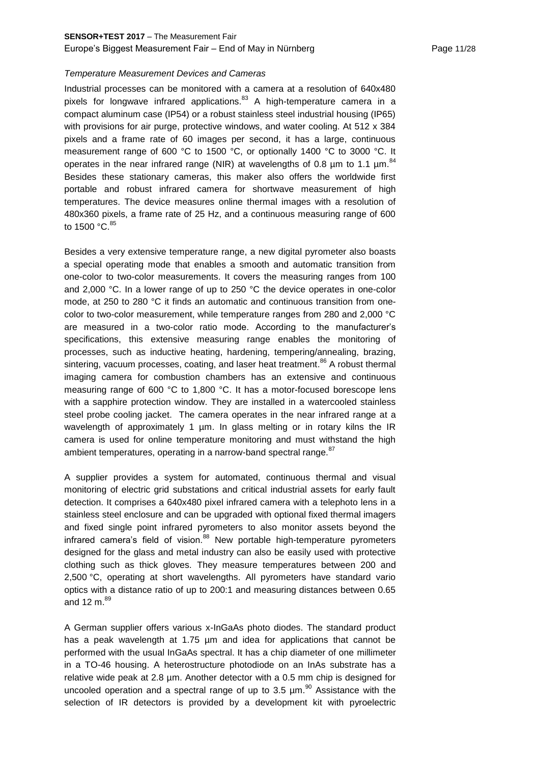*Temperature Measurement Devices and Cameras*

Industrial processes can be monitored with a camera at a resolution of 640x480 pixels for longwave infrared applications.[83] A high-temperature camera in a compact aluminum case (IP54) or a robust stainless steel industrial housing (IP65) with provisions for air purge, protective windows, and water cooling. At 512 x 384 pixels and a frame rate of 60 images per second, it has a large, continuous measurement range of 600 °C to 1500 °C, or optionally 1400 °C to 3000 °C. It operates in the near infrared range (NIR) at wavelengths of 0.8 µm to 1.1 µm.[84] Besides these stationary cameras, this maker also offers the worldwide first portable and robust infrared camera for shortwave measurement of high temperatures. The device measures online thermal images with a resolution of 480x360 pixels, a frame rate of 25 Hz, and a continuous measuring range of 600 to 1500 °C.[85]

Besides a very extensive temperature range, a new digital pyrometer also boasts a special operating mode that enables a smooth and automatic transition from one-color to two-color measurements. It covers the measuring ranges from 100 and 2,000 °C. In a lower range of up to 250 °C the device operates in one-color mode, at 250 to 280 °C it finds an automatic and continuous transition from one-color to two-color measurement, while temperature ranges from 280 and 2,000 °C are measured in a two-color ratio mode. According to the manufacturer's specifications, this extensive measuring range enables the monitoring of processes, such as inductive heating, hardening, tempering/annealing, brazing, sintering, vacuum processes, coating, and laser heat treatment.[86] A robust thermal imaging camera for combustion chambers has an extensive and continuous measuring range of 600 °C to 1,800 °C. It has a motor-focused borescope lens with a sapphire protection window. They are installed in a watercooled stainless steel probe cooling jacket. The camera operates in the near infrared range at a wavelength of approximately 1 µm. In glass melting or in rotary kilns the IR camera is used for online temperature monitoring and must withstand the high ambient temperatures, operating in a narrow-band spectral range.[87]

A supplier provides a system for automated, continuous thermal and visual monitoring of electric grid substations and critical industrial assets for early fault detection. It comprises a 640x480 pixel infrared camera with a telephoto lens in a stainless steel enclosure and can be upgraded with optional fixed thermal imagers and fixed single point infrared pyrometers to also monitor assets beyond the infrared camera's field of vision.[88] New portable high-temperature pyrometers designed for the glass and metal industry can also be easily used with protective clothing such as thick gloves. They measure temperatures between 200 and 2,500 °C, operating at short wavelengths. All pyrometers have standard vario optics with a distance ratio of up to 200:1 and measuring distances between 0.65 and 12 m.[89]

A German supplier offers various x-InGaAs photo diodes. The standard product has a peak wavelength at 1.75 µm and idea for applications that cannot be performed with the usual InGaAs spectral. It has a chip diameter of one millimeter in a TO-46 housing. A heterostructure photodiode on an InAs substrate has a relative wide peak at 2.8 µm. Another detector with a 0.5 mm chip is designed for uncooled operation and a spectral range of up to 3.5 µm.[90] Assistance with the selection of IR detectors is provided by a development kit with pyroelectric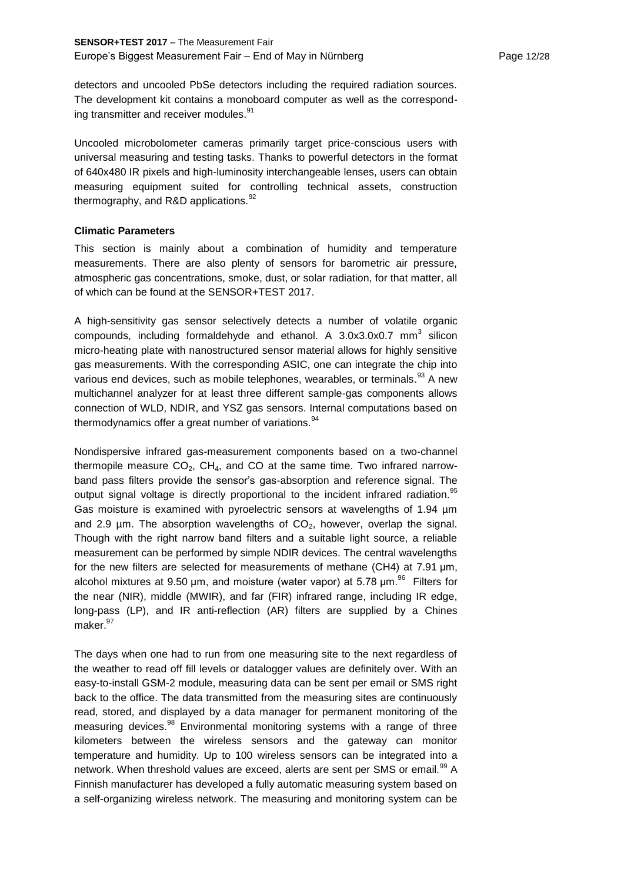detectors and uncooled PbSe detectors including the required radiation sources. The development kit contains a monoboard computer as well as the corresponding transmitter and receiver modules.[91]

Uncooled microbolometer cameras primarily target price-conscious users with universal measuring and testing tasks. Thanks to powerful detectors in the format of 640x480 IR pixels and high-luminosity interchangeable lenses, users can obtain measuring equipment suited for controlling technical assets, construction thermography, and R&D applications.[92]

**Climatic Parameters**

This section is mainly about a combination of humidity and temperature measurements. There are also plenty of sensors for barometric air pressure, atmospheric gas concentrations, smoke, dust, or solar radiation, for that matter, all of which can be found at the SENSOR+TEST 2017.

A high-sensitivity gas sensor selectively detects a number of volatile organic compounds, including formaldehyde and ethanol. A 3.0x3.0x0.7 $mm^3$ silicon micro-heating plate with nanostructured sensor material allows for highly sensitive gas measurements. With the corresponding ASIC, one can integrate the chip into various end devices, such as mobile telephones, wearables, or terminals.[93] A new multichannel analyzer for at least three different sample-gas components allows connection of WLD, NDIR, and YSZ gas sensors. Internal computations based on thermodynamics offer a great number of variations.[94]

Nondispersive infrared gas-measurement components based on a two-channel thermopile measure $CO_2$, $CH_4$, and CO at the same time. Two infrared narrow-band pass filters provide the sensor's gas-absorption and reference signal. The output signal voltage is directly proportional to the incident infrared radiation.[95] Gas moisture is examined with pyroelectric sensors at wavelengths of 1.94 µm and 2.9 µm. The absorption wavelengths of $CO_2$, however, overlap the signal. Though with the right narrow band filters and a suitable light source, a reliable measurement can be performed by simple NDIR devices. The central wavelengths for the new filters are selected for measurements of methane (CH4) at 7.91 µm, alcohol mixtures at 9.50 µm, and moisture (water vapor) at 5.78 µm.[96] Filters for the near (NIR), middle (MWIR), and far (FIR) infrared range, including IR edge, long-pass (LP), and IR anti-reflection (AR) filters are supplied by a Chines maker.[97]

The days when one had to run from one measuring site to the next regardless of the weather to read off fill levels or datalogger values are definitely over. With an easy-to-install GSM-2 module, measuring data can be sent per email or SMS right back to the office. The data transmitted from the measuring sites are continuously read, stored, and displayed by a data manager for permanent monitoring of the measuring devices.[98] Environmental monitoring systems with a range of three kilometers between the wireless sensors and the gateway can monitor temperature and humidity. Up to 100 wireless sensors can be integrated into a network. When threshold values are exceed, alerts are sent per SMS or email.[99] A Finnish manufacturer has developed a fully automatic measuring system based on a self-organizing wireless network. The measuring and monitoring system can be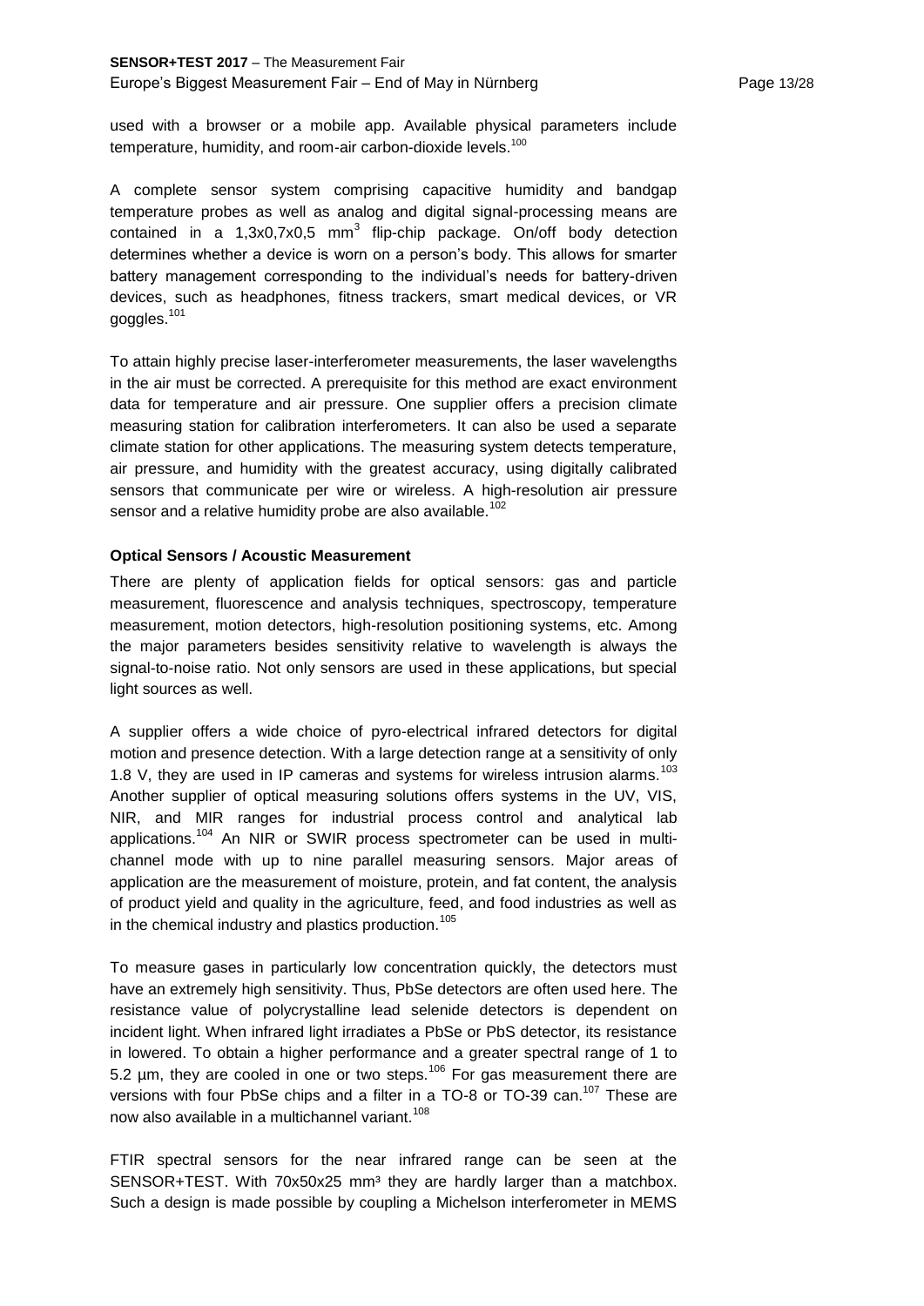used with a browser or a mobile app. Available physical parameters include temperature, humidity, and room-air carbon-dioxide levels.[100]

A complete sensor system comprising capacitive humidity and bandgap temperature probes as well as analog and digital signal-processing means are contained in a 1,3x0,7x0,5 $mm^3$ flip-chip package. On/off body detection determines whether a device is worn on a person's body. This allows for smarter battery management corresponding to the individual's needs for battery-driven devices, such as headphones, fitness trackers, smart medical devices, or VR goggles.[101]

To attain highly precise laser-interferometer measurements, the laser wavelengths in the air must be corrected. A prerequisite for this method are exact environment data for temperature and air pressure. One supplier offers a precision climate measuring station for calibration interferometers. It can also be used a separate climate station for other applications. The measuring system detects temperature, air pressure, and humidity with the greatest accuracy, using digitally calibrated sensors that communicate per wire or wireless. A high-resolution air pressure sensor and a relative humidity probe are also available.[102]

**Optical Sensors / Acoustic Measurement**

There are plenty of application fields for optical sensors: gas and particle measurement, fluorescence and analysis techniques, spectroscopy, temperature measurement, motion detectors, high-resolution positioning systems, etc. Among the major parameters besides sensitivity relative to wavelength is always the signal-to-noise ratio. Not only sensors are used in these applications, but special light sources as well.

A supplier offers a wide choice of pyro-electrical infrared detectors for digital motion and presence detection. With a large detection range at a sensitivity of only 1.8 V, they are used in IP cameras and systems for wireless intrusion alarms.[103] Another supplier of optical measuring solutions offers systems in the UV, VIS, NIR, and MIR ranges for industrial process control and analytical lab applications.[104] An NIR or SWIR process spectrometer can be used in multi-channel mode with up to nine parallel measuring sensors. Major areas of application are the measurement of moisture, protein, and fat content, the analysis of product yield and quality in the agriculture, feed, and food industries as well as in the chemical industry and plastics production.[105]

To measure gases in particularly low concentration quickly, the detectors must have an extremely high sensitivity. Thus, PbSe detectors are often used here. The resistance value of polycrystalline lead selenide detectors is dependent on incident light. When infrared light irradiates a PbSe or PbS detector, its resistance in lowered. To obtain a higher performance and a greater spectral range of 1 to 5.2 µm, they are cooled in one or two steps.[106] For gas measurement there are versions with four PbSe chips and a filter in a TO-8 or TO-39 can.[107] These are now also available in a multichannel variant.[108]

FTIR spectral sensors for the near infrared range can be seen at the SENSOR+TEST. With 70x50x25 $mm^3$ they are hardly larger than a matchbox. Such a design is made possible by coupling a Michelson interferometer in MEMS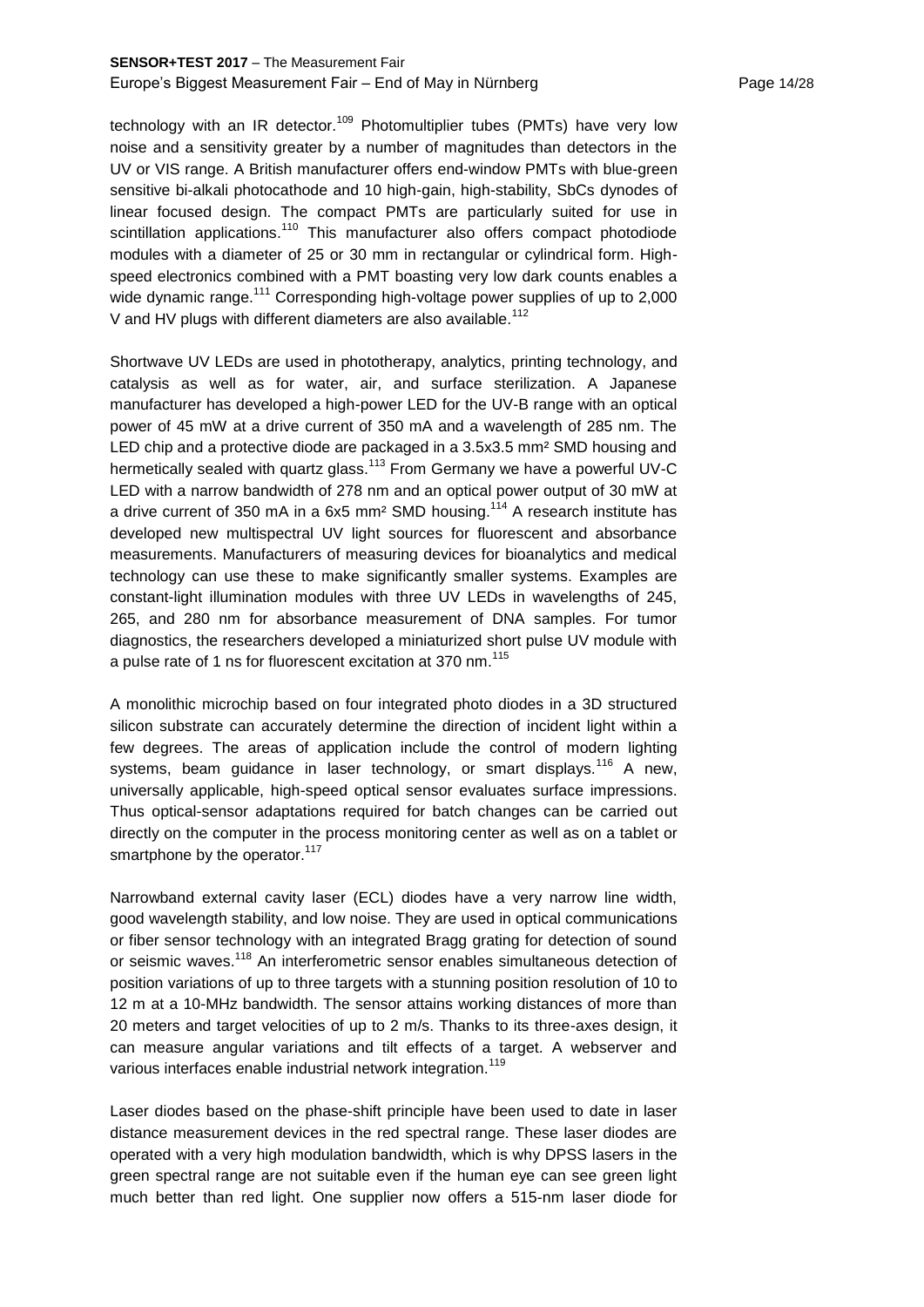technology with an IR detector.[109] Photomultiplier tubes (PMTs) have very low noise and a sensitivity greater by a number of magnitudes than detectors in the UV or VIS range. A British manufacturer offers end-window PMTs with blue-green sensitive bi-alkali photocathode and 10 high-gain, high-stability, SbCs dynodes of linear focused design. The compact PMTs are particularly suited for use in scintillation applications.[110] This manufacturer also offers compact photodiode modules with a diameter of 25 or 30 mm in rectangular or cylindrical form. High-speed electronics combined with a PMT boasting very low dark counts enables a wide dynamic range.[111] Corresponding high-voltage power supplies of up to 2,000 V and HV plugs with different diameters are also available.[112]

Shortwave UV LEDs are used in phototherapy, analytics, printing technology, and catalysis as well as for water, air, and surface sterilization. A Japanese manufacturer has developed a high-power LED for the UV-B range with an optical power of 45 mW at a drive current of 350 mA and a wavelength of 285 nm. The LED chip and a protective diode are packaged in a 3.5x3.5 mm² SMD housing and hermetically sealed with quartz glass.[113] From Germany we have a powerful UV-C LED with a narrow bandwidth of 278 nm and an optical power output of 30 mW at a drive current of 350 mA in a 6x5 mm² SMD housing.[114] A research institute has developed new multispectral UV light sources for fluorescent and absorbance measurements. Manufacturers of measuring devices for bioanalytics and medical technology can use these to make significantly smaller systems. Examples are constant-light illumination modules with three UV LEDs in wavelengths of 245, 265, and 280 nm for absorbance measurement of DNA samples. For tumor diagnostics, the researchers developed a miniaturized short pulse UV module with a pulse rate of 1 ns for fluorescent excitation at 370 nm.[115]

A monolithic microchip based on four integrated photo diodes in a 3D structured silicon substrate can accurately determine the direction of incident light within a few degrees. The areas of application include the control of modern lighting systems, beam guidance in laser technology, or smart displays.[116] A new, universally applicable, high-speed optical sensor evaluates surface impressions. Thus optical-sensor adaptations required for batch changes can be carried out directly on the computer in the process monitoring center as well as on a tablet or smartphone by the operator.[117]

Narrowband external cavity laser (ECL) diodes have a very narrow line width, good wavelength stability, and low noise. They are used in optical communications or fiber sensor technology with an integrated Bragg grating for detection of sound or seismic waves.[118] An interferometric sensor enables simultaneous detection of position variations of up to three targets with a stunning position resolution of 10 to 12 m at a 10-MHz bandwidth. The sensor attains working distances of more than 20 meters and target velocities of up to 2 m/s. Thanks to its three-axes design, it can measure angular variations and tilt effects of a target. A webserver and various interfaces enable industrial network integration.[119]

Laser diodes based on the phase-shift principle have been used to date in laser distance measurement devices in the red spectral range. These laser diodes are operated with a very high modulation bandwidth, which is why DPSS lasers in the green spectral range are not suitable even if the human eye can see green light much better than red light. One supplier now offers a 515-nm laser diode for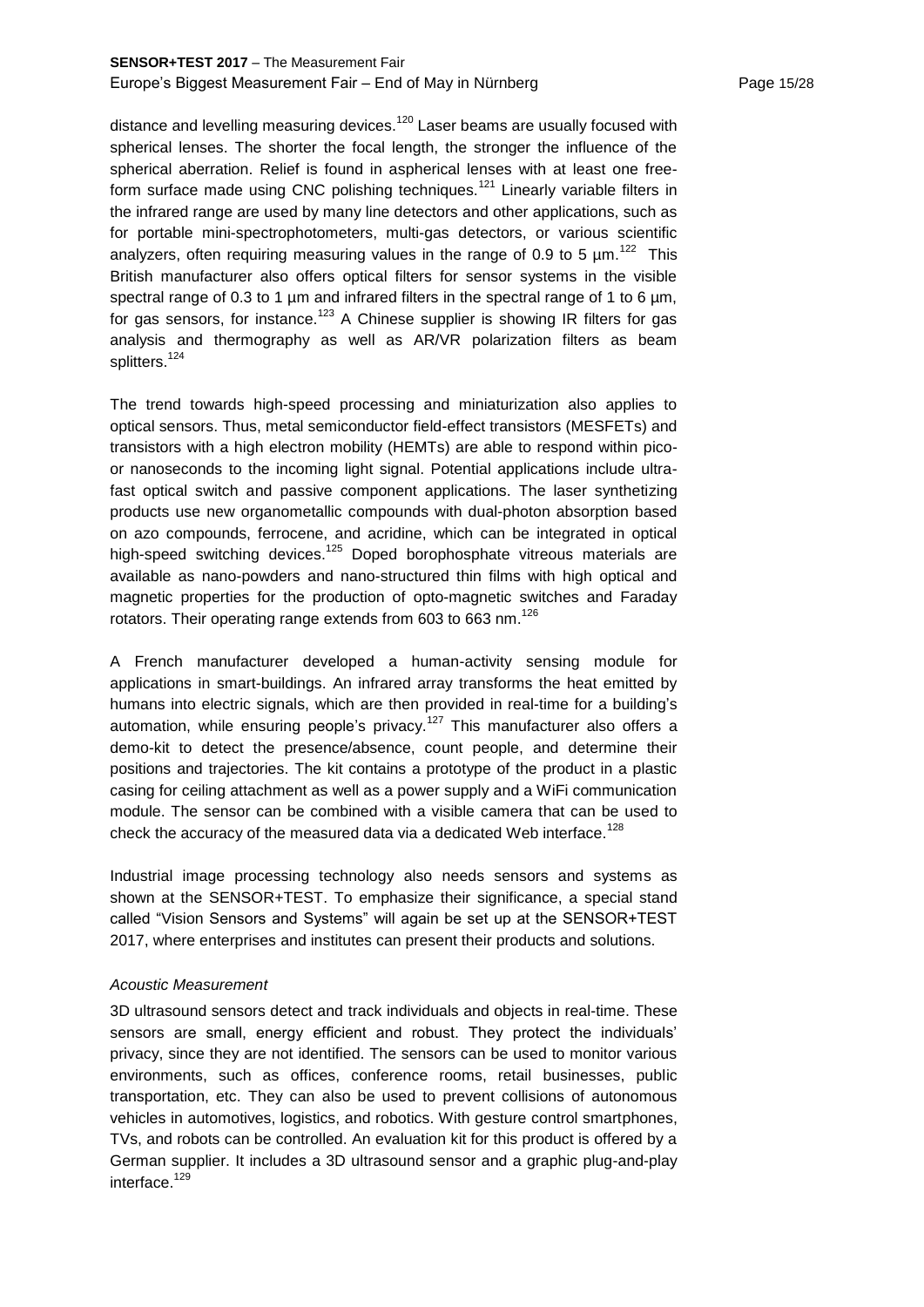distance and levelling measuring devices.[120] Laser beams are usually focused with spherical lenses. The shorter the focal length, the stronger the influence of the spherical aberration. Relief is found in aspherical lenses with at least one free-form surface made using CNC polishing techniques.[121] Linearly variable filters in the infrared range are used by many line detectors and other applications, such as for portable mini-spectrophotometers, multi-gas detectors, or various scientific analyzers, often requiring measuring values in the range of 0.9 to 5 µm.[122] This British manufacturer also offers optical filters for sensor systems in the visible spectral range of 0.3 to 1 µm and infrared filters in the spectral range of 1 to 6 µm, for gas sensors, for instance.[123] A Chinese supplier is showing IR filters for gas analysis and thermography as well as AR/VR polarization filters as beam splitters.[124]

The trend towards high-speed processing and miniaturization also applies to optical sensors. Thus, metal semiconductor field-effect transistors (MESFETs) and transistors with a high electron mobility (HEMTs) are able to respond within pico- or nanoseconds to the incoming light signal. Potential applications include ultra-fast optical switch and passive component applications. The laser synthetizing products use new organometallic compounds with dual-photon absorption based on azo compounds, ferrocene, and acridine, which can be integrated in optical high-speed switching devices.[125] Doped borophosphate vitreous materials are available as nano-powders and nano-structured thin films with high optical and magnetic properties for the production of opto-magnetic switches and Faraday rotators. Their operating range extends from 603 to 663 nm.[126]

A French manufacturer developed a human-activity sensing module for applications in smart-buildings. An infrared array transforms the heat emitted by humans into electric signals, which are then provided in real-time for a building's automation, while ensuring people's privacy.[127] This manufacturer also offers a demo-kit to detect the presence/absence, count people, and determine their positions and trajectories. The kit contains a prototype of the product in a plastic casing for ceiling attachment as well as a power supply and a WiFi communication module. The sensor can be combined with a visible camera that can be used to check the accuracy of the measured data via a dedicated Web interface.[128]

Industrial image processing technology also needs sensors and systems as shown at the SENSOR+TEST. To emphasize their significance, a special stand called "Vision Sensors and Systems" will again be set up at the SENSOR+TEST 2017, where enterprises and institutes can present their products and solutions.

*Acoustic Measurement*

3D ultrasound sensors detect and track individuals and objects in real-time. These sensors are small, energy efficient and robust. They protect the individuals' privacy, since they are not identified. The sensors can be used to monitor various environments, such as offices, conference rooms, retail businesses, public transportation, etc. They can also be used to prevent collisions of autonomous vehicles in automotives, logistics, and robotics. With gesture control smartphones, TVs, and robots can be controlled. An evaluation kit for this product is offered by a German supplier. It includes a 3D ultrasound sensor and a graphic plug-and-play interface.[129]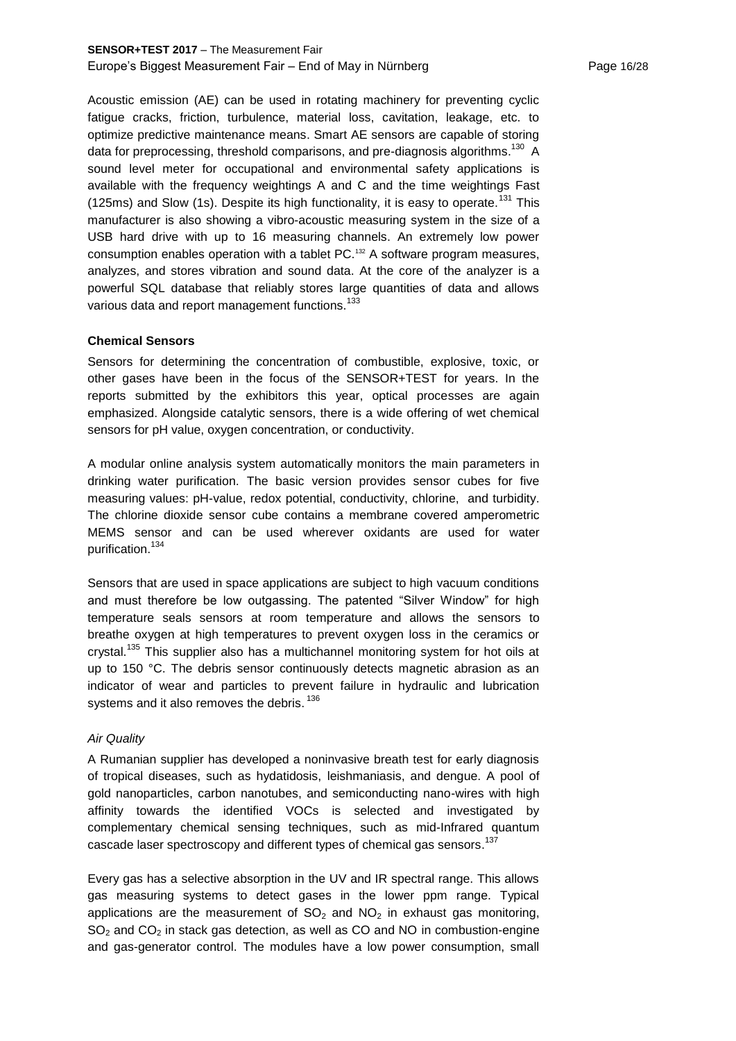Acoustic emission (AE) can be used in rotating machinery for preventing cyclic fatigue cracks, friction, turbulence, material loss, cavitation, leakage, etc. to optimize predictive maintenance means. Smart AE sensors are capable of storing data for preprocessing, threshold comparisons, and pre-diagnosis algorithms.[130] A sound level meter for occupational and environmental safety applications is available with the frequency weightings A and C and the time weightings Fast (125ms) and Slow (1s). Despite its high functionality, it is easy to operate.[131] This manufacturer is also showing a vibro-acoustic measuring system in the size of a USB hard drive with up to 16 measuring channels. An extremely low power consumption enables operation with a tablet PC.[132] A software program measures, analyzes, and stores vibration and sound data. At the core of the analyzer is a powerful SQL database that reliably stores large quantities of data and allows various data and report management functions.[133]

**Chemical Sensors**

Sensors for determining the concentration of combustible, explosive, toxic, or other gases have been in the focus of the SENSOR+TEST for years. In the reports submitted by the exhibitors this year, optical processes are again emphasized. Alongside catalytic sensors, there is a wide offering of wet chemical sensors for pH value, oxygen concentration, or conductivity.

A modular online analysis system automatically monitors the main parameters in drinking water purification. The basic version provides sensor cubes for five measuring values: pH-value, redox potential, conductivity, chlorine, and turbidity. The chlorine dioxide sensor cube contains a membrane covered amperometric MEMS sensor and can be used wherever oxidants are used for water purification.[134]

Sensors that are used in space applications are subject to high vacuum conditions and must therefore be low outgassing. The patented "Silver Window" for high temperature seals sensors at room temperature and allows the sensors to breathe oxygen at high temperatures to prevent oxygen loss in the ceramics or crystal.[135] This supplier also has a multichannel monitoring system for hot oils at up to 150 °C. The debris sensor continuously detects magnetic abrasion as an indicator of wear and particles to prevent failure in hydraulic and lubrication systems and it also removes the debris.[136]

*Air Quality*

A Rumanian supplier has developed a noninvasive breath test for early diagnosis of tropical diseases, such as hydatidosis, leishmaniasis, and dengue. A pool of gold nanoparticles, carbon nanotubes, and semiconducting nano-wires with high affinity towards the identified VOCs is selected and investigated by complementary chemical sensing techniques, such as mid-Infrared quantum cascade laser spectroscopy and different types of chemical gas sensors.[137]

Every gas has a selective absorption in the UV and IR spectral range. This allows gas measuring systems to detect gases in the lower ppm range. Typical applications are the measurement of $SO_2$ and $NO_2$ in exhaust gas monitoring, $SO_2$ and $CO_2$ in stack gas detection, as well as CO and NO in combustion-engine and gas-generator control. The modules have a low power consumption, small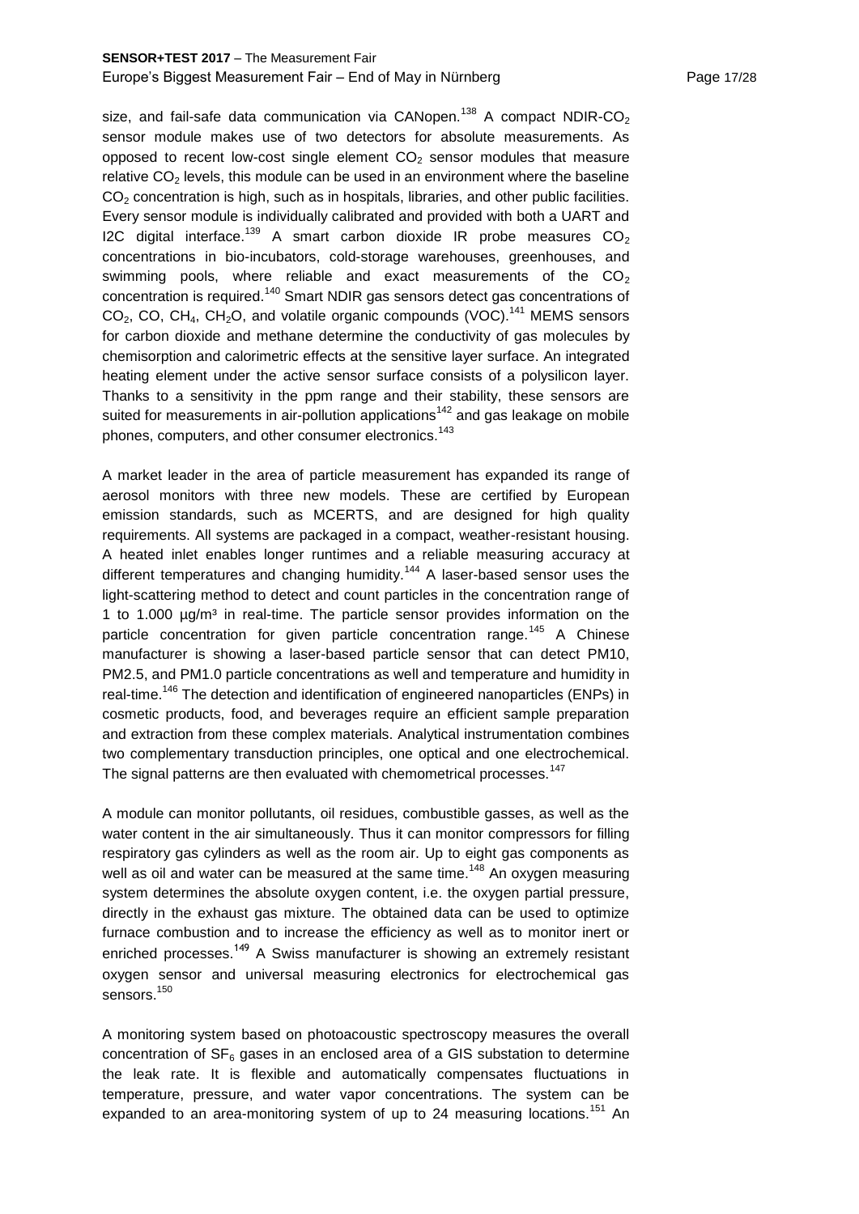size, and fail-safe data communication via CANopen.[138] A compact NDIR-$CO_2$ sensor module makes use of two detectors for absolute measurements. As opposed to recent low-cost single element $CO_2$ sensor modules that measure relative $CO_2$ levels, this module can be used in an environment where the baseline $CO_2$ concentration is high, such as in hospitals, libraries, and other public facilities. Every sensor module is individually calibrated and provided with both a UART and I2C digital interface.[139] A smart carbon dioxide IR probe measures $CO_2$ concentrations in bio-incubators, cold-storage warehouses, greenhouses, and swimming pools, where reliable and exact measurements of the $CO_2$ concentration is required.[140] Smart NDIR gas sensors detect gas concentrations of $CO_2$, CO, $CH_4$, $CH_2O$, and volatile organic compounds (VOC).[141] MEMS sensors for carbon dioxide and methane determine the conductivity of gas molecules by chemisorption and calorimetric effects at the sensitive layer surface. An integrated heating element under the active sensor surface consists of a polysilicon layer. Thanks to a sensitivity in the ppm range and their stability, these sensors are suited for measurements in air-pollution applications[142] and gas leakage on mobile phones, computers, and other consumer electronics.[143]

A market leader in the area of particle measurement has expanded its range of aerosol monitors with three new models. These are certified by European emission standards, such as MCERTS, and are designed for high quality requirements. All systems are packaged in a compact, weather-resistant housing. A heated inlet enables longer runtimes and a reliable measuring accuracy at different temperatures and changing humidity.[144] A laser-based sensor uses the light-scattering method to detect and count particles in the concentration range of 1 to 1.000 µg/m³ in real-time. The particle sensor provides information on the particle concentration for given particle concentration range.[145] A Chinese manufacturer is showing a laser-based particle sensor that can detect PM10, PM2.5, and PM1.0 particle concentrations as well and temperature and humidity in real-time.[146] The detection and identification of engineered nanoparticles (ENPs) in cosmetic products, food, and beverages require an efficient sample preparation and extraction from these complex materials. Analytical instrumentation combines two complementary transduction principles, one optical and one electrochemical. The signal patterns are then evaluated with chemometrical processes.[147]

A module can monitor pollutants, oil residues, combustible gasses, as well as the water content in the air simultaneously. Thus it can monitor compressors for filling respiratory gas cylinders as well as the room air. Up to eight gas components as well as oil and water can be measured at the same time.[148] An oxygen measuring system determines the absolute oxygen content, i.e. the oxygen partial pressure, directly in the exhaust gas mixture. The obtained data can be used to optimize furnace combustion and to increase the efficiency as well as to monitor inert or enriched processes.[149] A Swiss manufacturer is showing an extremely resistant oxygen sensor and universal measuring electronics for electrochemical gas sensors.[150]

A monitoring system based on photoacoustic spectroscopy measures the overall concentration of $SF_6$ gases in an enclosed area of a GIS substation to determine the leak rate. It is flexible and automatically compensates fluctuations in temperature, pressure, and water vapor concentrations. The system can be expanded to an area-monitoring system of up to 24 measuring locations.[151] An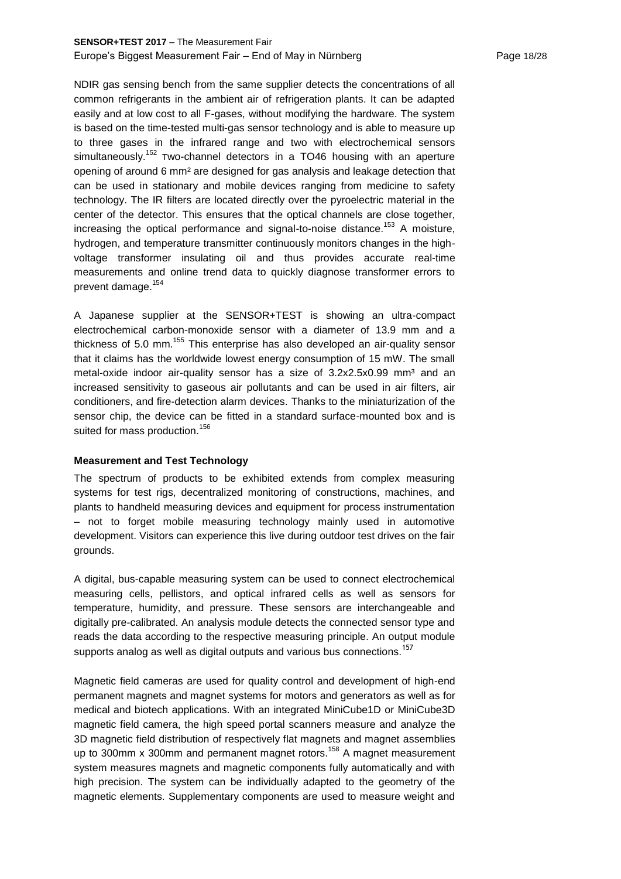NDIR gas sensing bench from the same supplier detects the concentrations of all common refrigerants in the ambient air of refrigeration plants. It can be adapted easily and at low cost to all F-gases, without modifying the hardware. The system is based on the time-tested multi-gas sensor technology and is able to measure up to three gases in the infrared range and two with electrochemical sensors simultaneously.[152] Two-channel detectors in a TO46 housing with an aperture opening of around 6 mm² are designed for gas analysis and leakage detection that can be used in stationary and mobile devices ranging from medicine to safety technology. The IR filters are located directly over the pyroelectric material in the center of the detector. This ensures that the optical channels are close together, increasing the optical performance and signal-to-noise distance.[153] A moisture, hydrogen, and temperature transmitter continuously monitors changes in the high-voltage transformer insulating oil and thus provides accurate real-time measurements and online trend data to quickly diagnose transformer errors to prevent damage.[154]

A Japanese supplier at the SENSOR+TEST is showing an ultra-compact electrochemical carbon-monoxide sensor with a diameter of 13.9 mm and a thickness of 5.0 mm.[155] This enterprise has also developed an air-quality sensor that it claims has the worldwide lowest energy consumption of 15 mW. The small metal-oxide indoor air-quality sensor has a size of 3.2x2.5x0.99 mm³ and an increased sensitivity to gaseous air pollutants and can be used in air filters, air conditioners, and fire-detection alarm devices. Thanks to the miniaturization of the sensor chip, the device can be fitted in a standard surface-mounted box and is suited for mass production.[156]

**Measurement and Test Technology**

The spectrum of products to be exhibited extends from complex measuring systems for test rigs, decentralized monitoring of constructions, machines, and plants to handheld measuring devices and equipment for process instrumentation – not to forget mobile measuring technology mainly used in automotive development. Visitors can experience this live during outdoor test drives on the fair grounds.

A digital, bus-capable measuring system can be used to connect electrochemical measuring cells, pellistors, and optical infrared cells as well as sensors for temperature, humidity, and pressure. These sensors are interchangeable and digitally pre-calibrated. An analysis module detects the connected sensor type and reads the data according to the respective measuring principle. An output module supports analog as well as digital outputs and various bus connections.[157]

Magnetic field cameras are used for quality control and development of high-end permanent magnets and magnet systems for motors and generators as well as for medical and biotech applications. With an integrated MiniCube1D or MiniCube3D magnetic field camera, the high speed portal scanners measure and analyze the 3D magnetic field distribution of respectively flat magnets and magnet assemblies up to 300mm x 300mm and permanent magnet rotors.[158] A magnet measurement system measures magnets and magnetic components fully automatically and with high precision. The system can be individually adapted to the geometry of the magnetic elements. Supplementary components are used to measure weight and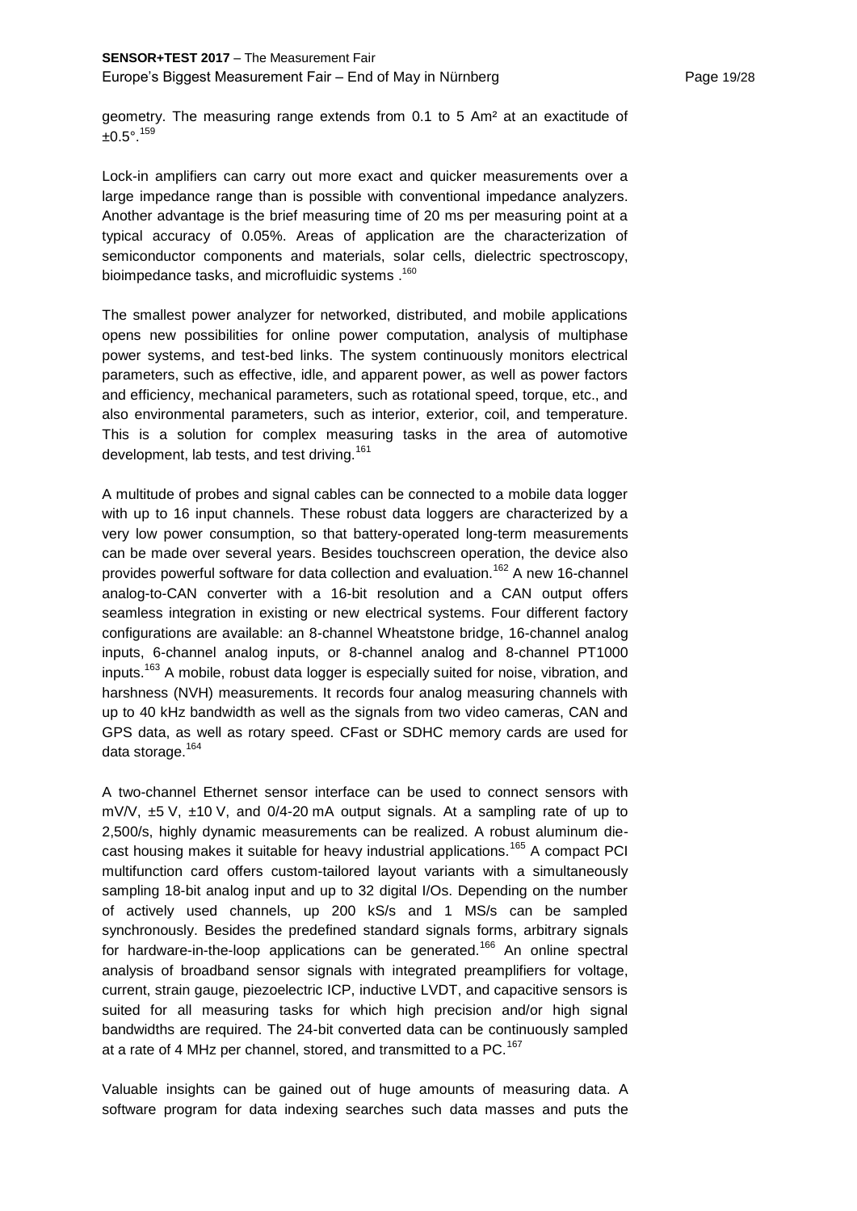geometry. The measuring range extends from 0.1 to 5 Am² at an exactitude of ±0.5°.[159]

Lock-in amplifiers can carry out more exact and quicker measurements over a large impedance range than is possible with conventional impedance analyzers. Another advantage is the brief measuring time of 20 ms per measuring point at a typical accuracy of 0.05%. Areas of application are the characterization of semiconductor components and materials, solar cells, dielectric spectroscopy, bioimpedance tasks, and microfluidic systems .[160]

The smallest power analyzer for networked, distributed, and mobile applications opens new possibilities for online power computation, analysis of multiphase power systems, and test-bed links. The system continuously monitors electrical parameters, such as effective, idle, and apparent power, as well as power factors and efficiency, mechanical parameters, such as rotational speed, torque, etc., and also environmental parameters, such as interior, exterior, coil, and temperature. This is a solution for complex measuring tasks in the area of automotive development, lab tests, and test driving.[161]

A multitude of probes and signal cables can be connected to a mobile data logger with up to 16 input channels. These robust data loggers are characterized by a very low power consumption, so that battery-operated long-term measurements can be made over several years. Besides touchscreen operation, the device also provides powerful software for data collection and evaluation.[162] A new 16-channel analog-to-CAN converter with a 16-bit resolution and a CAN output offers seamless integration in existing or new electrical systems. Four different factory configurations are available: an 8-channel Wheatstone bridge, 16-channel analog inputs, 6-channel analog inputs, or 8-channel analog and 8-channel PT1000 inputs.[163] A mobile, robust data logger is especially suited for noise, vibration, and harshness (NVH) measurements. It records four analog measuring channels with up to 40 kHz bandwidth as well as the signals from two video cameras, CAN and GPS data, as well as rotary speed. CFast or SDHC memory cards are used for data storage.[164]

A two-channel Ethernet sensor interface can be used to connect sensors with mV/V, ±5 V, ±10 V, and 0/4-20 mA output signals. At a sampling rate of up to 2,500/s, highly dynamic measurements can be realized. A robust aluminum die-cast housing makes it suitable for heavy industrial applications.[165] A compact PCI multifunction card offers custom-tailored layout variants with a simultaneously sampling 18-bit analog input and up to 32 digital I/Os. Depending on the number of actively used channels, up 200 kS/s and 1 MS/s can be sampled synchronously. Besides the predefined standard signals forms, arbitrary signals for hardware-in-the-loop applications can be generated.[166] An online spectral analysis of broadband sensor signals with integrated preamplifiers for voltage, current, strain gauge, piezoelectric ICP, inductive LVDT, and capacitive sensors is suited for all measuring tasks for which high precision and/or high signal bandwidths are required. The 24-bit converted data can be continuously sampled at a rate of 4 MHz per channel, stored, and transmitted to a PC.[167]

Valuable insights can be gained out of huge amounts of measuring data. A software program for data indexing searches such data masses and puts the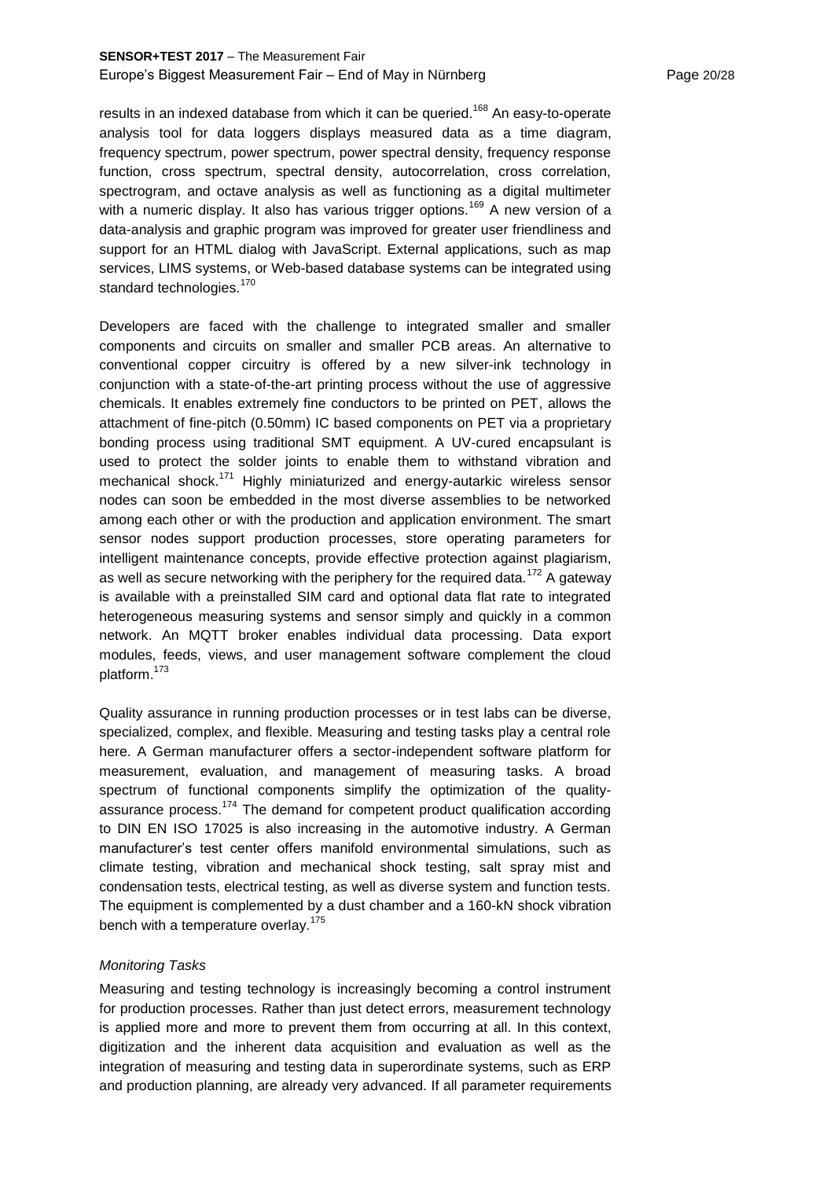results in an indexed database from which it can be queried.[168] An easy-to-operate analysis tool for data loggers displays measured data as a time diagram, frequency spectrum, power spectrum, power spectral density, frequency response function, cross spectrum, spectral density, autocorrelation, cross correlation, spectrogram, and octave analysis as well as functioning as a digital multimeter with a numeric display. It also has various trigger options.[169] A new version of a data-analysis and graphic program was improved for greater user friendliness and support for an HTML dialog with JavaScript. External applications, such as map services, LIMS systems, or Web-based database systems can be integrated using standard technologies.[170]

Developers are faced with the challenge to integrated smaller and smaller components and circuits on smaller and smaller PCB areas. An alternative to conventional copper circuitry is offered by a new silver-ink technology in conjunction with a state-of-the-art printing process without the use of aggressive chemicals. It enables extremely fine conductors to be printed on PET, allows the attachment of fine-pitch (0.50mm) IC based components on PET via a proprietary bonding process using traditional SMT equipment. A UV-cured encapsulant is used to protect the solder joints to enable them to withstand vibration and mechanical shock.[171] Highly miniaturized and energy-autarkic wireless sensor nodes can soon be embedded in the most diverse assemblies to be networked among each other or with the production and application environment. The smart sensor nodes support production processes, store operating parameters for intelligent maintenance concepts, provide effective protection against plagiarism, as well as secure networking with the periphery for the required data.[172] A gateway is available with a preinstalled SIM card and optional data flat rate to integrated heterogeneous measuring systems and sensor simply and quickly in a common network. An MQTT broker enables individual data processing. Data export modules, feeds, views, and user management software complement the cloud platform.[173]

Quality assurance in running production processes or in test labs can be diverse, specialized, complex, and flexible. Measuring and testing tasks play a central role here. A German manufacturer offers a sector-independent software platform for measurement, evaluation, and management of measuring tasks. A broad spectrum of functional components simplify the optimization of the quality-assurance process.[174] The demand for competent product qualification according to DIN EN ISO 17025 is also increasing in the automotive industry. A German manufacturer's test center offers manifold environmental simulations, such as climate testing, vibration and mechanical shock testing, salt spray mist and condensation tests, electrical testing, as well as diverse system and function tests. The equipment is complemented by a dust chamber and a 160-kN shock vibration bench with a temperature overlay.[175]

*Monitoring Tasks*

Measuring and testing technology is increasingly becoming a control instrument for production processes. Rather than just detect errors, measurement technology is applied more and more to prevent them from occurring at all. In this context, digitization and the inherent data acquisition and evaluation as well as the integration of measuring and testing data in superordinate systems, such as ERP and production planning, are already very advanced. If all parameter requirements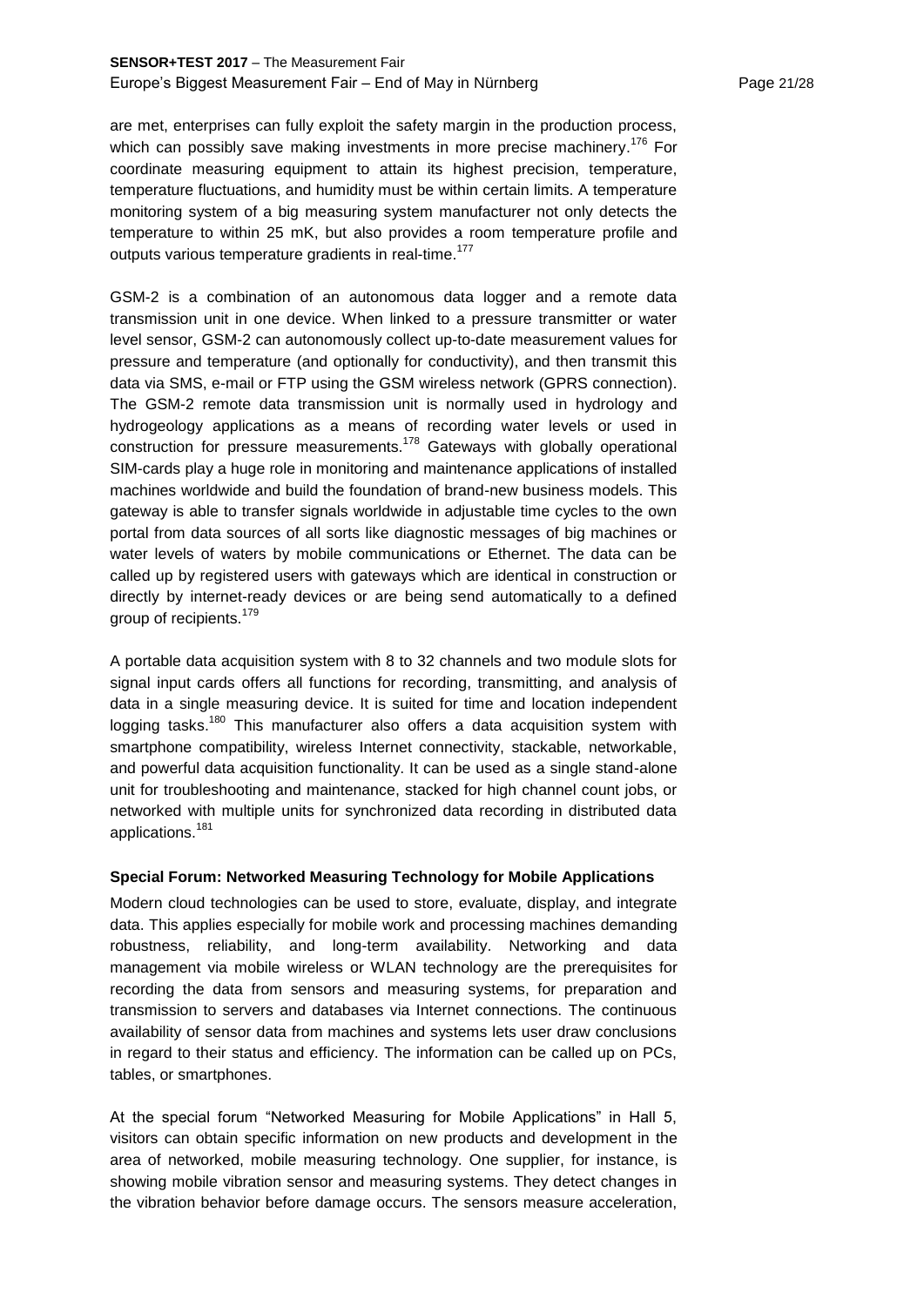are met, enterprises can fully exploit the safety margin in the production process, which can possibly save making investments in more precise machinery.[176] For coordinate measuring equipment to attain its highest precision, temperature, temperature fluctuations, and humidity must be within certain limits. A temperature monitoring system of a big measuring system manufacturer not only detects the temperature to within 25 mK, but also provides a room temperature profile and outputs various temperature gradients in real-time.[177]

GSM-2 is a combination of an autonomous data logger and a remote data transmission unit in one device. When linked to a pressure transmitter or water level sensor, GSM-2 can autonomously collect up-to-date measurement values for pressure and temperature (and optionally for conductivity), and then transmit this data via SMS, e-mail or FTP using the GSM wireless network (GPRS connection). The GSM-2 remote data transmission unit is normally used in hydrology and hydrogeology applications as a means of recording water levels or used in construction for pressure measurements.[178] Gateways with globally operational SIM-cards play a huge role in monitoring and maintenance applications of installed machines worldwide and build the foundation of brand-new business models. This gateway is able to transfer signals worldwide in adjustable time cycles to the own portal from data sources of all sorts like diagnostic messages of big machines or water levels of waters by mobile communications or Ethernet. The data can be called up by registered users with gateways which are identical in construction or directly by internet-ready devices or are being send automatically to a defined group of recipients.[179]

A portable data acquisition system with 8 to 32 channels and two module slots for signal input cards offers all functions for recording, transmitting, and analysis of data in a single measuring device. It is suited for time and location independent logging tasks.[180] This manufacturer also offers a data acquisition system with smartphone compatibility, wireless Internet connectivity, stackable, networkable, and powerful data acquisition functionality. It can be used as a single stand-alone unit for troubleshooting and maintenance, stacked for high channel count jobs, or networked with multiple units for synchronized data recording in distributed data applications.[181]

### Special Forum: Networked Measuring Technology for Mobile Applications

Modern cloud technologies can be used to store, evaluate, display, and integrate data. This applies especially for mobile work and processing machines demanding robustness, reliability, and long-term availability. Networking and data management via mobile wireless or WLAN technology are the prerequisites for recording the data from sensors and measuring systems, for preparation and transmission to servers and databases via Internet connections. The continuous availability of sensor data from machines and systems lets user draw conclusions in regard to their status and efficiency. The information can be called up on PCs, tables, or smartphones.

At the special forum "Networked Measuring for Mobile Applications" in Hall 5, visitors can obtain specific information on new products and development in the area of networked, mobile measuring technology. One supplier, for instance, is showing mobile vibration sensor and measuring systems. They detect changes in the vibration behavior before damage occurs. The sensors measure acceleration,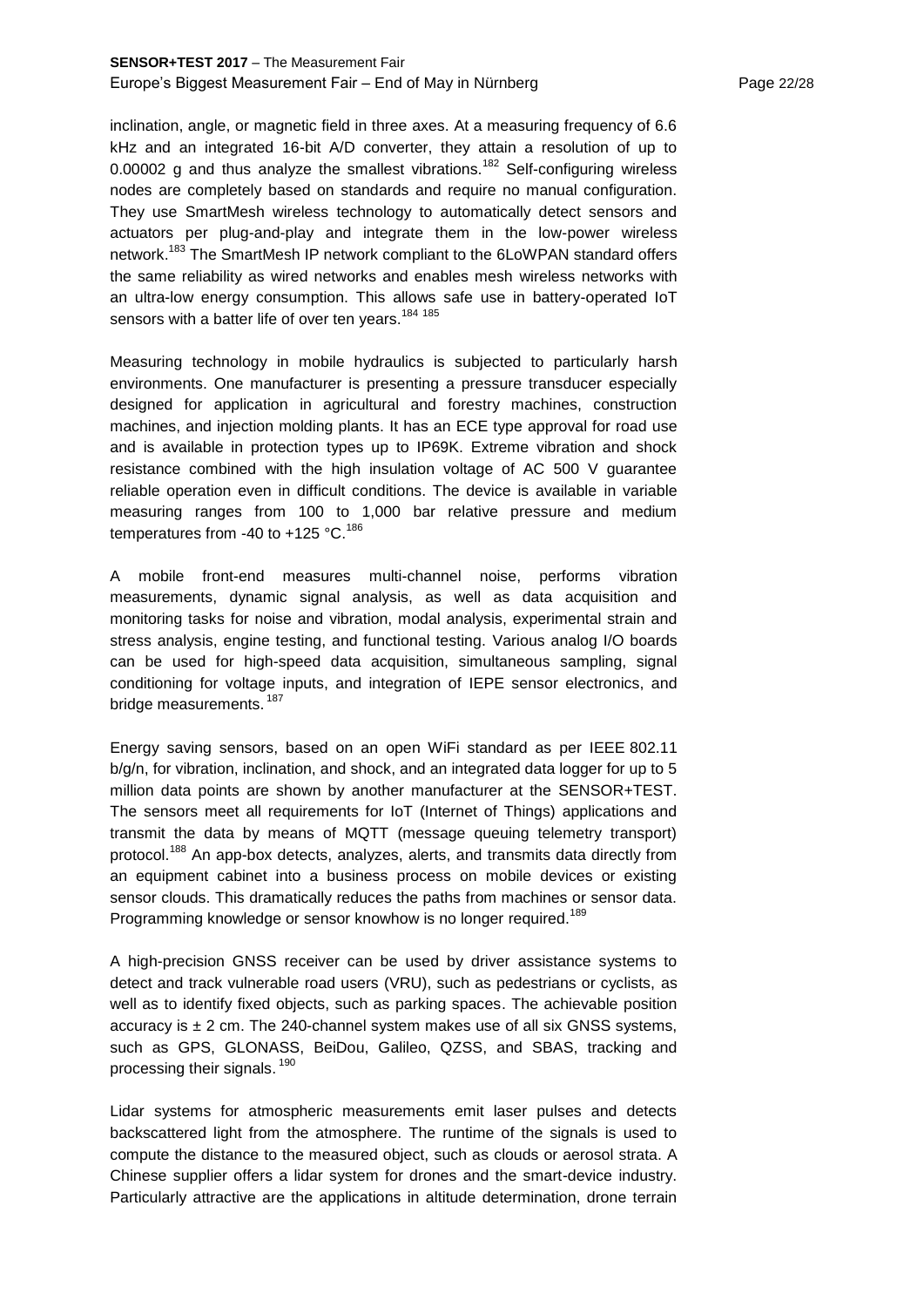inclination, angle, or magnetic field in three axes. At a measuring frequency of 6.6 kHz and an integrated 16-bit A/D converter, they attain a resolution of up to 0.00002 g and thus analyze the smallest vibrations.[182] Self-configuring wireless nodes are completely based on standards and require no manual configuration. They use SmartMesh wireless technology to automatically detect sensors and actuators per plug-and-play and integrate them in the low-power wireless network.[183] The SmartMesh IP network compliant to the 6LoWPAN standard offers the same reliability as wired networks and enables mesh wireless networks with an ultra-low energy consumption. This allows safe use in battery-operated IoT sensors with a batter life of over ten years.[184 185]

Measuring technology in mobile hydraulics is subjected to particularly harsh environments. One manufacturer is presenting a pressure transducer especially designed for application in agricultural and forestry machines, construction machines, and injection molding plants. It has an ECE type approval for road use and is available in protection types up to IP69K. Extreme vibration and shock resistance combined with the high insulation voltage of AC 500 V guarantee reliable operation even in difficult conditions. The device is available in variable measuring ranges from 100 to 1,000 bar relative pressure and medium temperatures from -40 to +125 °C.[186]

A mobile front-end measures multi-channel noise, performs vibration measurements, dynamic signal analysis, as well as data acquisition and monitoring tasks for noise and vibration, modal analysis, experimental strain and stress analysis, engine testing, and functional testing. Various analog I/O boards can be used for high-speed data acquisition, simultaneous sampling, signal conditioning for voltage inputs, and integration of IEPE sensor electronics, and bridge measurements.[187]

Energy saving sensors, based on an open WiFi standard as per IEEE 802.11 b/g/n, for vibration, inclination, and shock, and an integrated data logger for up to 5 million data points are shown by another manufacturer at the SENSOR+TEST. The sensors meet all requirements for IoT (Internet of Things) applications and transmit the data by means of MQTT (message queuing telemetry transport) protocol.[188] An app-box detects, analyzes, alerts, and transmits data directly from an equipment cabinet into a business process on mobile devices or existing sensor clouds. This dramatically reduces the paths from machines or sensor data. Programming knowledge or sensor knowhow is no longer required.[189]

A high-precision GNSS receiver can be used by driver assistance systems to detect and track vulnerable road users (VRU), such as pedestrians or cyclists, as well as to identify fixed objects, such as parking spaces. The achievable position accuracy is ± 2 cm. The 240-channel system makes use of all six GNSS systems, such as GPS, GLONASS, BeiDou, Galileo, QZSS, and SBAS, tracking and processing their signals.[190]

Lidar systems for atmospheric measurements emit laser pulses and detects backscattered light from the atmosphere. The runtime of the signals is used to compute the distance to the measured object, such as clouds or aerosol strata. A Chinese supplier offers a lidar system for drones and the smart-device industry. Particularly attractive are the applications in altitude determination, drone terrain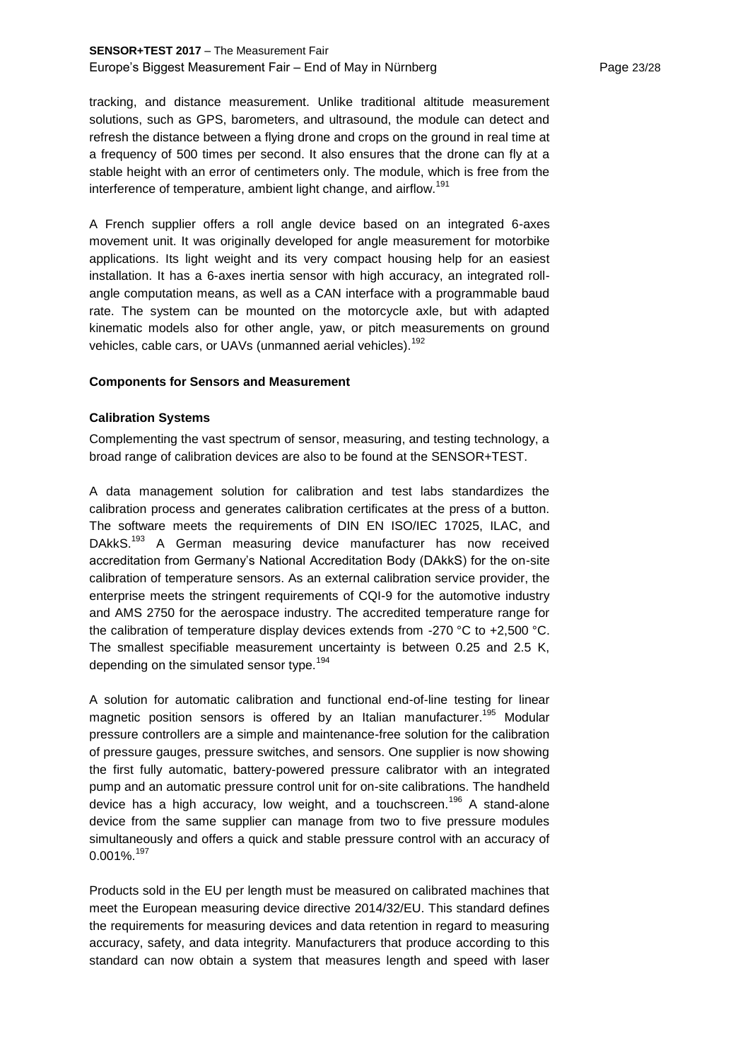tracking, and distance measurement. Unlike traditional altitude measurement solutions, such as GPS, barometers, and ultrasound, the module can detect and refresh the distance between a flying drone and crops on the ground in real time at a frequency of 500 times per second. It also ensures that the drone can fly at a stable height with an error of centimeters only. The module, which is free from the interference of temperature, ambient light change, and airflow.[191]

A French supplier offers a roll angle device based on an integrated 6-axes movement unit. It was originally developed for angle measurement for motorbike applications. Its light weight and its very compact housing help for an easiest installation. It has a 6-axes inertia sensor with high accuracy, an integrated roll-angle computation means, as well as a CAN interface with a programmable baud rate. The system can be mounted on the motorcycle axle, but with adapted kinematic models also for other angle, yaw, or pitch measurements on ground vehicles, cable cars, or UAVs (unmanned aerial vehicles).[192]

**Components for Sensors and Measurement**

**Calibration Systems**

Complementing the vast spectrum of sensor, measuring, and testing technology, a broad range of calibration devices are also to be found at the SENSOR+TEST.

A data management solution for calibration and test labs standardizes the calibration process and generates calibration certificates at the press of a button. The software meets the requirements of DIN EN ISO/IEC 17025, ILAC, and DAkkS.[193] A German measuring device manufacturer has now received accreditation from Germany's National Accreditation Body (DAkkS) for the on-site calibration of temperature sensors. As an external calibration service provider, the enterprise meets the stringent requirements of CQI-9 for the automotive industry and AMS 2750 for the aerospace industry. The accredited temperature range for the calibration of temperature display devices extends from -270 °C to +2,500 °C. The smallest specifiable measurement uncertainty is between 0.25 and 2.5 K, depending on the simulated sensor type.[194]

A solution for automatic calibration and functional end-of-line testing for linear magnetic position sensors is offered by an Italian manufacturer.[195] Modular pressure controllers are a simple and maintenance-free solution for the calibration of pressure gauges, pressure switches, and sensors. One supplier is now showing the first fully automatic, battery-powered pressure calibrator with an integrated pump and an automatic pressure control unit for on-site calibrations. The handheld device has a high accuracy, low weight, and a touchscreen.[196] A stand-alone device from the same supplier can manage from two to five pressure modules simultaneously and offers a quick and stable pressure control with an accuracy of 0.001%.[197]

Products sold in the EU per length must be measured on calibrated machines that meet the European measuring device directive 2014/32/EU. This standard defines the requirements for measuring devices and data retention in regard to measuring accuracy, safety, and data integrity. Manufacturers that produce according to this standard can now obtain a system that measures length and speed with laser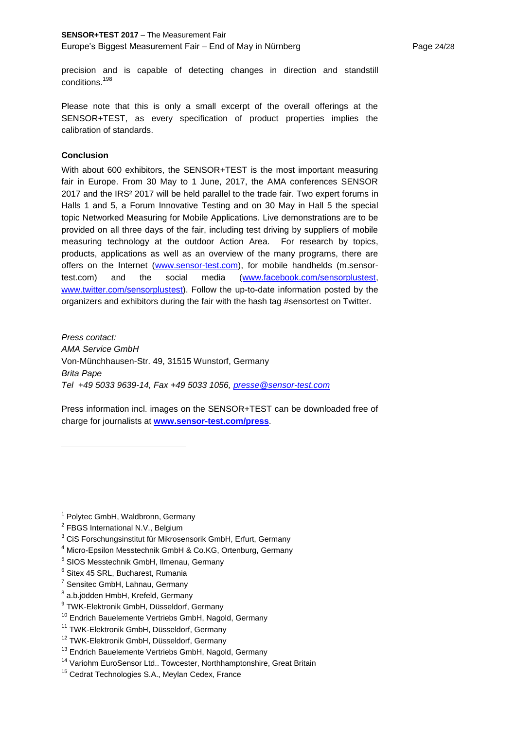precision and is capable of detecting changes in direction and standstill conditions.[198]

Please note that this is only a small excerpt of the overall offerings at the SENSOR+TEST, as every specification of product properties implies the calibration of standards.

**Conclusion**

With about 600 exhibitors, the SENSOR+TEST is the most important measuring fair in Europe. From 30 May to 1 June, 2017, the AMA conferences SENSOR 2017 and the IRS² 2017 will be held parallel to the trade fair. Two expert forums in Halls 1 and 5, a Forum Innovative Testing and on 30 May in Hall 5 the special topic Networked Measuring for Mobile Applications. Live demonstrations are to be provided on all three days of the fair, including test driving by suppliers of mobile measuring technology at the outdoor Action Area. For research by topics, products, applications as well as an overview of the many programs, there are offers on the Internet (www.sensor-test.com), for mobile handhelds (m.sensor-test.com) and the social media (www.facebook.com/sensorplustest, www.twitter.com/sensorplustest). Follow the up-to-date information posted by the organizers and exhibitors during the fair with the hash tag #sensortest on Twitter.

*Press contact:*
*AMA Service GmbH*
Von-Münchhausen-Str. 49, 31515 Wunstorf, Germany
*Brita Pape*
*Tel +49 5033 9639-14, Fax +49 5033 1056, presse@sensor-test.com*

Press information incl. images on the SENSOR+TEST can be downloaded free of charge for journalists at **www.sensor-test.com/press**.

---

[1] Polytec GmbH, Waldbronn, Germany
[2] FBGS International N.V., Belgium
[3] CiS Forschungsinstitut für Mikrosensorik GmbH, Erfurt, Germany
[4] Micro-Epsilon Messtechnik GmbH & Co.KG, Ortenburg, Germany
[5] SIOS Messtechnik GmbH, Ilmenau, Germany
[6] Sitex 45 SRL, Bucharest, Rumania
[7] Sensitec GmbH, Lahnau, Germany
[8] a.b.jödden HmbH, Krefeld, Germany
[9] TWK-Elektronik GmbH, Düsseldorf, Germany
[10] Endrich Bauelemente Vertriebs GmbH, Nagold, Germany
[11] TWK-Elektronik GmbH, Düsseldorf, Germany
[12] TWK-Elektronik GmbH, Düsseldorf, Germany
[13] Endrich Bauelemente Vertriebs GmbH, Nagold, Germany
[14] Variohm EuroSensor Ltd.. Towcester, Northhamptonshire, Great Britain
[15] Cedrat Technologies S.A., Meylan Cedex, France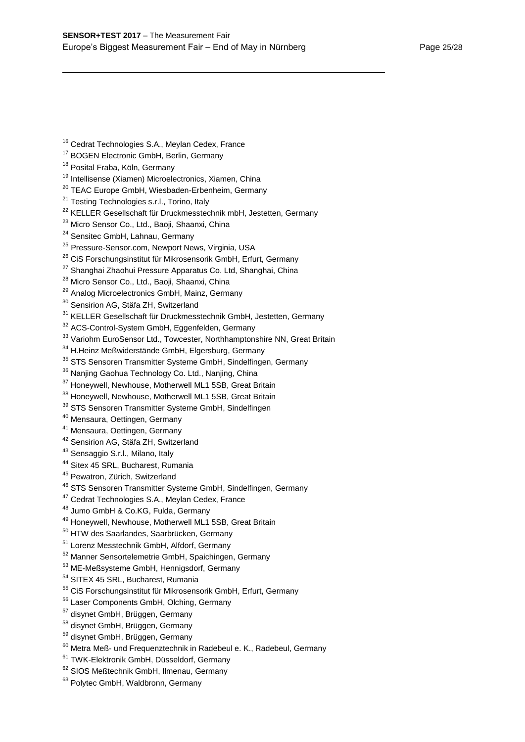[16] Cedrat Technologies S.A., Meylan Cedex, France
[17] BOGEN Electronic GmbH, Berlin, Germany
[18] Posital Fraba, Köln, Germany
[19] Intellisense (Xiamen) Microelectronics, Xiamen, China
[20] TEAC Europe GmbH, Wiesbaden-Erbenheim, Germany
[21] Testing Technologies s.r.l., Torino, Italy
[22] KELLER Gesellschaft für Druckmesstechnik mbH, Jestetten, Germany
[23] Micro Sensor Co., Ltd., Baoji, Shaanxi, China
[24] Sensitec GmbH, Lahnau, Germany
[25] Pressure-Sensor.com, Newport News, Virginia, USA
[26] CiS Forschungsinstitut für Mikrosensorik GmbH, Erfurt, Germany
[27] Shanghai Zhaohui Pressure Apparatus Co. Ltd, Shanghai, China
[28] Micro Sensor Co., Ltd., Baoji, Shaanxi, China
[29] Analog Microelectronics GmbH, Mainz, Germany
[30] Sensirion AG, Stäfa ZH, Switzerland
[31] KELLER Gesellschaft für Druckmesstechnik GmbH, Jestetten, Germany
[32] ACS-Control-System GmbH, Eggenfelden, Germany
[33] Variohm EuroSensor Ltd., Towcester, Northhamptonshire NN, Great Britain
[34] H.Heinz Meßwiderstände GmbH, Elgersburg, Germany
[35] STS Sensoren Transmitter Systeme GmbH, Sindelfingen, Germany
[36] Nanjing Gaohua Technology Co. Ltd., Nanjing, China
[37] Honeywell, Newhouse, Motherwell ML1 5SB, Great Britain
[38] Honeywell, Newhouse, Motherwell ML1 5SB, Great Britain
[39] STS Sensoren Transmitter Systeme GmbH, Sindelfingen
[40] Mensaura, Oettingen, Germany
[41] Mensaura, Oettingen, Germany
[42] Sensirion AG, Stäfa ZH, Switzerland
[43] Sensaggio S.r.l., Milano, Italy
[44] Sitex 45 SRL, Bucharest, Rumania
[45] Pewatron, Zürich, Switzerland
[46] STS Sensoren Transmitter Systeme GmbH, Sindelfingen, Germany
[47] Cedrat Technologies S.A., Meylan Cedex, France
[48] Jumo GmbH & Co.KG, Fulda, Germany
[49] Honeywell, Newhouse, Motherwell ML1 5SB, Great Britain
[50] HTW des Saarlandes, Saarbrücken, Germany
[51] Lorenz Messtechnik GmbH, Alfdorf, Germany
[52] Manner Sensortelemetrie GmbH, Spaichingen, Germany
[53] ME-Meßsysteme GmbH, Hennigsdorf, Germany
[54] SITEX 45 SRL, Bucharest, Rumania
[55] CiS Forschungsinstitut für Mikrosensorik GmbH, Erfurt, Germany
[56] Laser Components GmbH, Olching, Germany
[57] disynet GmbH, Brüggen, Germany
[58] disynet GmbH, Brüggen, Germany
[59] disynet GmbH, Brüggen, Germany
[60] Metra Meß- und Frequenztechnik in Radebeul e. K., Radebeul, Germany
[61] TWK-Elektronik GmbH, Düsseldorf, Germany
[62] SIOS Meßtechnik GmbH, Ilmenau, Germany
[63] Polytec GmbH, Waldbronn, Germany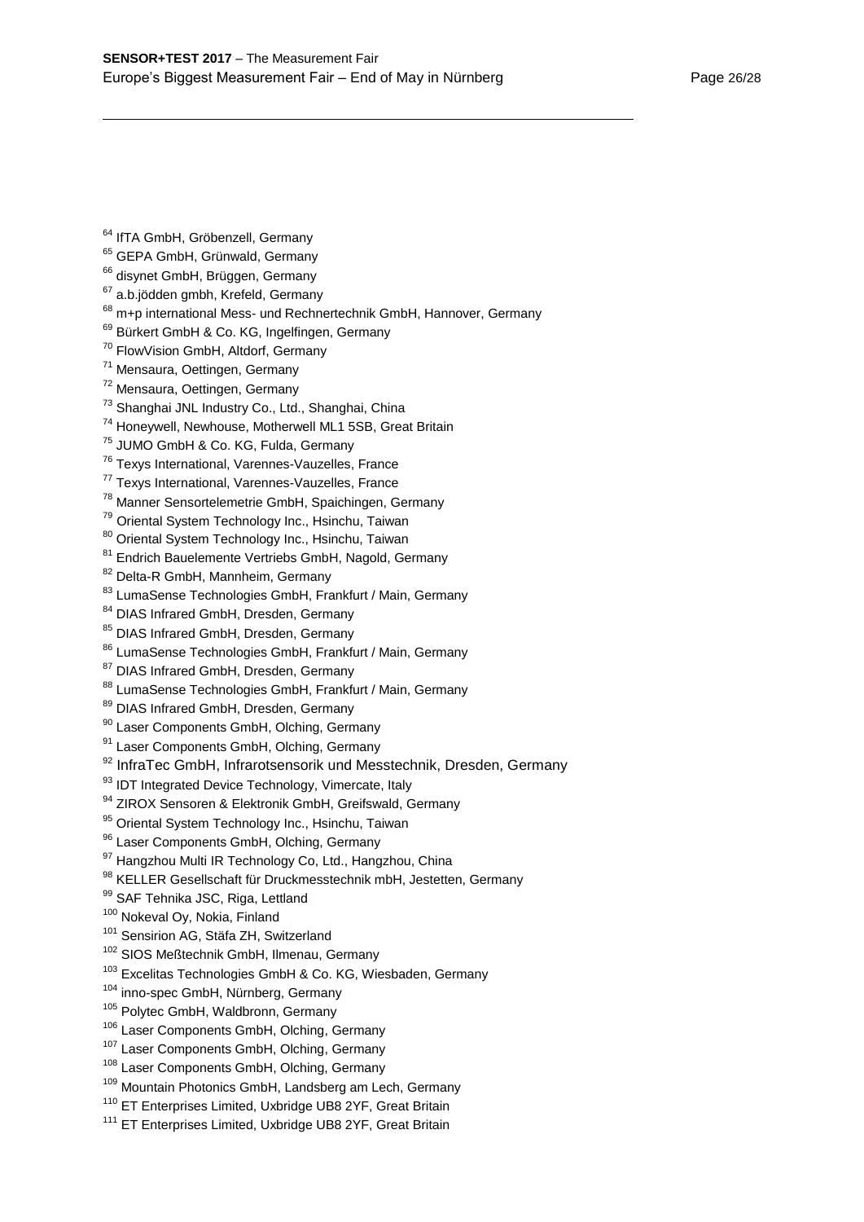[64] IfTA GmbH, Gröbenzell, Germany
[65] GEPA GmbH, Grünwald, Germany
[66] disynet GmbH, Brüggen, Germany
[67] a.b.jödden gmbh, Krefeld, Germany
[68] m+p international Mess- und Rechnertechnik GmbH, Hannover, Germany
[69] Bürkert GmbH & Co. KG, Ingelfingen, Germany
[70] FlowVision GmbH, Altdorf, Germany
[71] Mensaura, Oettingen, Germany
[72] Mensaura, Oettingen, Germany
[73] Shanghai JNL Industry Co., Ltd., Shanghai, China
[74] Honeywell, Newhouse, Motherwell ML1 5SB, Great Britain
[75] JUMO GmbH & Co. KG, Fulda, Germany
[76] Texys International, Varennes-Vauzelles, France
[77] Texys International, Varennes-Vauzelles, France
[78] Manner Sensortelemetrie GmbH, Spaichingen, Germany
[79] Oriental System Technology Inc., Hsinchu, Taiwan
[80] Oriental System Technology Inc., Hsinchu, Taiwan
[81] Endrich Bauelemente Vertriebs GmbH, Nagold, Germany
[82] Delta-R GmbH, Mannheim, Germany
[83] LumaSense Technologies GmbH, Frankfurt / Main, Germany
[84] DIAS Infrared GmbH, Dresden, Germany
[85] DIAS Infrared GmbH, Dresden, Germany
[86] LumaSense Technologies GmbH, Frankfurt / Main, Germany
[87] DIAS Infrared GmbH, Dresden, Germany
[88] LumaSense Technologies GmbH, Frankfurt / Main, Germany
[89] DIAS Infrared GmbH, Dresden, Germany
[90] Laser Components GmbH, Olching, Germany
[91] Laser Components GmbH, Olching, Germany
[92] InfraTec GmbH, Infrarotsensorik und Messtechnik, Dresden, Germany
[93] IDT Integrated Device Technology, Vimercate, Italy
[94] ZIROX Sensoren & Elektronik GmbH, Greifswald, Germany
[95] Oriental System Technology Inc., Hsinchu, Taiwan
[96] Laser Components GmbH, Olching, Germany
[97] Hangzhou Multi IR Technology Co, Ltd., Hangzhou, China
[98] KELLER Gesellschaft für Druckmesstechnik mbH, Jestetten, Germany
[99] SAF Tehnika JSC, Riga, Lettland
[100] Nokeval Oy, Nokia, Finland
[101] Sensirion AG, Stäfa ZH, Switzerland
[102] SIOS Meßtechnik GmbH, Ilmenau, Germany
[103] Excelitas Technologies GmbH & Co. KG, Wiesbaden, Germany
[104] inno-spec GmbH, Nürnberg, Germany
[105] Polytec GmbH, Waldbronn, Germany
[106] Laser Components GmbH, Olching, Germany
[107] Laser Components GmbH, Olching, Germany
[108] Laser Components GmbH, Olching, Germany
[109] Mountain Photonics GmbH, Landsberg am Lech, Germany
[110] ET Enterprises Limited, Uxbridge UB8 2YF, Great Britain
[111] ET Enterprises Limited, Uxbridge UB8 2YF, Great Britain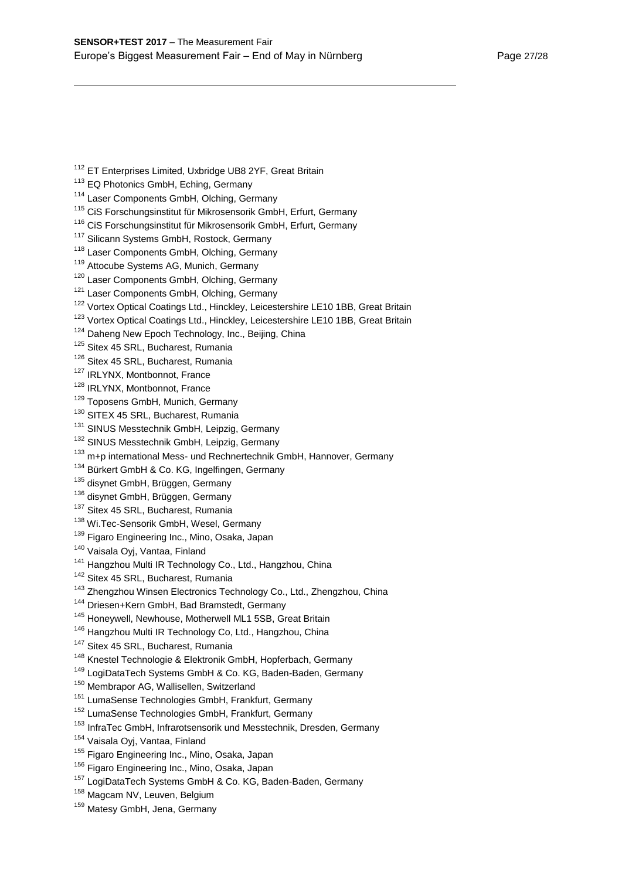[112] ET Enterprises Limited, Uxbridge UB8 2YF, Great Britain
[113] EQ Photonics GmbH, Eching, Germany
[114] Laser Components GmbH, Olching, Germany
[115] CiS Forschungsinstitut für Mikrosensorik GmbH, Erfurt, Germany
[116] CiS Forschungsinstitut für Mikrosensorik GmbH, Erfurt, Germany
[117] Silicann Systems GmbH, Rostock, Germany
[118] Laser Components GmbH, Olching, Germany
[119] Attocube Systems AG, Munich, Germany
[120] Laser Components GmbH, Olching, Germany
[121] Laser Components GmbH, Olching, Germany
[122] Vortex Optical Coatings Ltd., Hinckley, Leicestershire LE10 1BB, Great Britain
[123] Vortex Optical Coatings Ltd., Hinckley, Leicestershire LE10 1BB, Great Britain
[124] Daheng New Epoch Technology, Inc., Beijing, China
[125] Sitex 45 SRL, Bucharest, Rumania
[126] Sitex 45 SRL, Bucharest, Rumania
[127] IRLYNX, Montbonnot, France
[128] IRLYNX, Montbonnot, France
[129] Toposens GmbH, Munich, Germany
[130] SITEX 45 SRL, Bucharest, Rumania
[131] SINUS Messtechnik GmbH, Leipzig, Germany
[132] SINUS Messtechnik GmbH, Leipzig, Germany
[133] m+p international Mess- und Rechnertechnik GmbH, Hannover, Germany
[134] Bürkert GmbH & Co. KG, Ingelfingen, Germany
[135] disynet GmbH, Brüggen, Germany
[136] disynet GmbH, Brüggen, Germany
[137] Sitex 45 SRL, Bucharest, Rumania
[138] Wi.Tec-Sensorik GmbH, Wesel, Germany
[139] Figaro Engineering Inc., Mino, Osaka, Japan
[140] Vaisala Oyj, Vantaa, Finland
[141] Hangzhou Multi IR Technology Co., Ltd., Hangzhou, China
[142] Sitex 45 SRL, Bucharest, Rumania
[143] Zhengzhou Winsen Electronics Technology Co., Ltd., Zhengzhou, China
[144] Driesen+Kern GmbH, Bad Bramstedt, Germany
[145] Honeywell, Newhouse, Motherwell ML1 5SB, Great Britain
[146] Hangzhou Multi IR Technology Co, Ltd., Hangzhou, China
[147] Sitex 45 SRL, Bucharest, Rumania
[148] Knestel Technologie & Elektronik GmbH, Hopferbach, Germany
[149] LogiDataTech Systems GmbH & Co. KG, Baden-Baden, Germany
[150] Membrapor AG, Wallisellen, Switzerland
[151] LumaSense Technologies GmbH, Frankfurt, Germany
[152] LumaSense Technologies GmbH, Frankfurt, Germany
[153] InfraTec GmbH, Infrarotsensorik und Messtechnik, Dresden, Germany
[154] Vaisala Oyj, Vantaa, Finland
[155] Figaro Engineering Inc., Mino, Osaka, Japan
[156] Figaro Engineering Inc., Mino, Osaka, Japan
[157] LogiDataTech Systems GmbH & Co. KG, Baden-Baden, Germany
[158] Magcam NV, Leuven, Belgium
[159] Matesy GmbH, Jena, Germany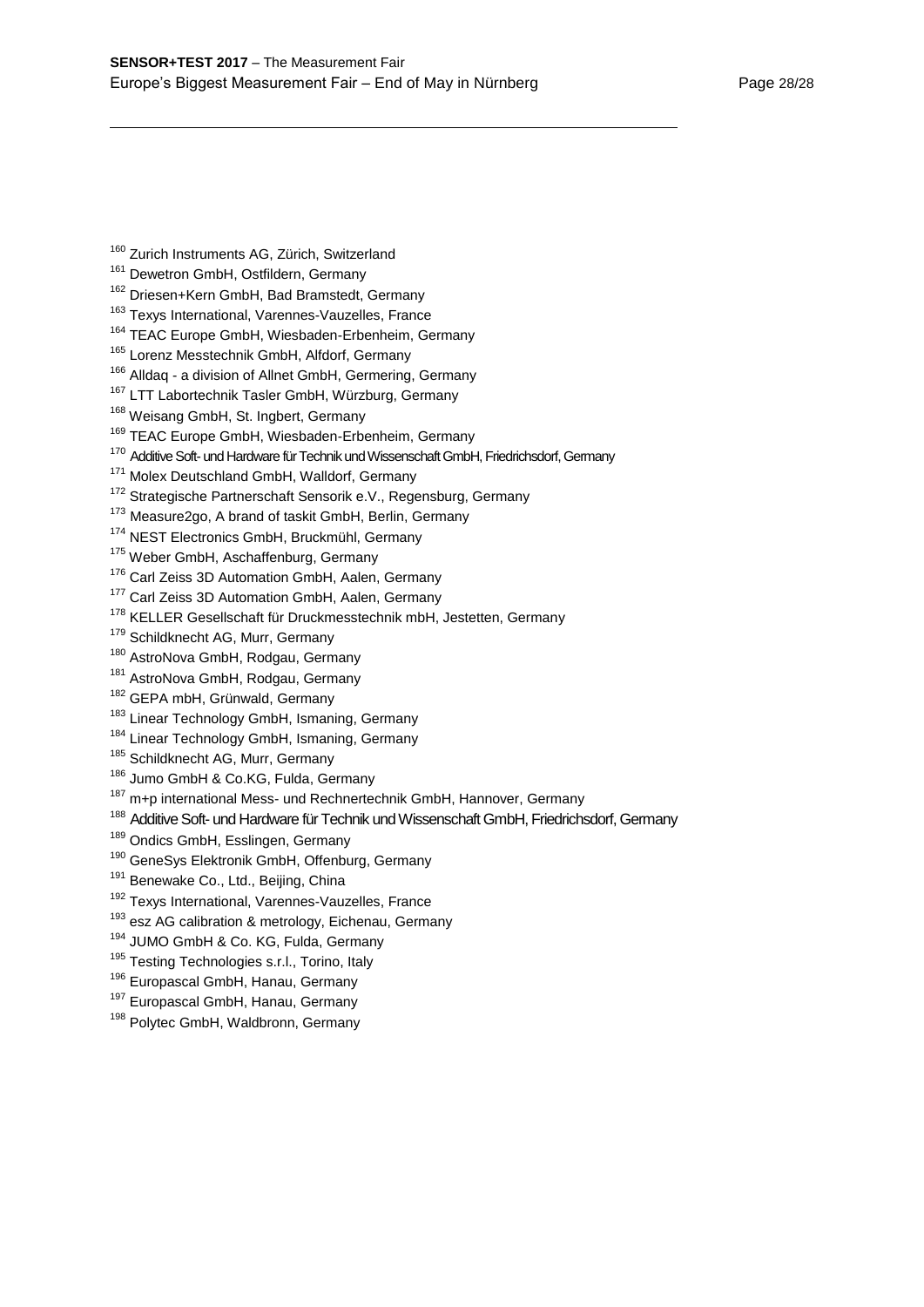[160] Zurich Instruments AG, Zürich, Switzerland
[161] Dewetron GmbH, Ostfildern, Germany
[162] Driesen+Kern GmbH, Bad Bramstedt, Germany
[163] Texys International, Varennes-Vauzelles, France
[164] TEAC Europe GmbH, Wiesbaden-Erbenheim, Germany
[165] Lorenz Messtechnik GmbH, Alfdorf, Germany
[166] Alldaq - a division of Allnet GmbH, Germering, Germany
[167] LTT Labortechnik Tasler GmbH, Würzburg, Germany
[168] Weisang GmbH, St. Ingbert, Germany
[169] TEAC Europe GmbH, Wiesbaden-Erbenheim, Germany
[170] Additive Soft- und Hardware für Technik und Wissenschaft GmbH, Friedrichsdorf, Germany
[171] Molex Deutschland GmbH, Walldorf, Germany
[172] Strategische Partnerschaft Sensorik e.V., Regensburg, Germany
[173] Measure2go, A brand of taskit GmbH, Berlin, Germany
[174] NEST Electronics GmbH, Bruckmühl, Germany
[175] Weber GmbH, Aschaffenburg, Germany
[176] Carl Zeiss 3D Automation GmbH, Aalen, Germany
[177] Carl Zeiss 3D Automation GmbH, Aalen, Germany
[178] KELLER Gesellschaft für Druckmesstechnik mbH, Jestetten, Germany
[179] Schildknecht AG, Murr, Germany
[180] AstroNova GmbH, Rodgau, Germany
[181] AstroNova GmbH, Rodgau, Germany
[182] GEPA mbH, Grünwald, Germany
[183] Linear Technology GmbH, Ismaning, Germany
[184] Linear Technology GmbH, Ismaning, Germany
[185] Schildknecht AG, Murr, Germany
[186] Jumo GmbH & Co.KG, Fulda, Germany
[187] m+p international Mess- und Rechnertechnik GmbH, Hannover, Germany
[188] Additive Soft- und Hardware für Technik und Wissenschaft GmbH, Friedrichsdorf, Germany
[189] Ondics GmbH, Esslingen, Germany
[190] GeneSys Elektronik GmbH, Offenburg, Germany
[191] Benewake Co., Ltd., Beijing, China
[192] Texys International, Varennes-Vauzelles, France
[193] esz AG calibration & metrology, Eichenau, Germany
[194] JUMO GmbH & Co. KG, Fulda, Germany
[195] Testing Technologies s.r.l., Torino, Italy
[196] Europascal GmbH, Hanau, Germany
[197] Europascal GmbH, Hanau, Germany
[198] Polytec GmbH, Waldbronn, Germany